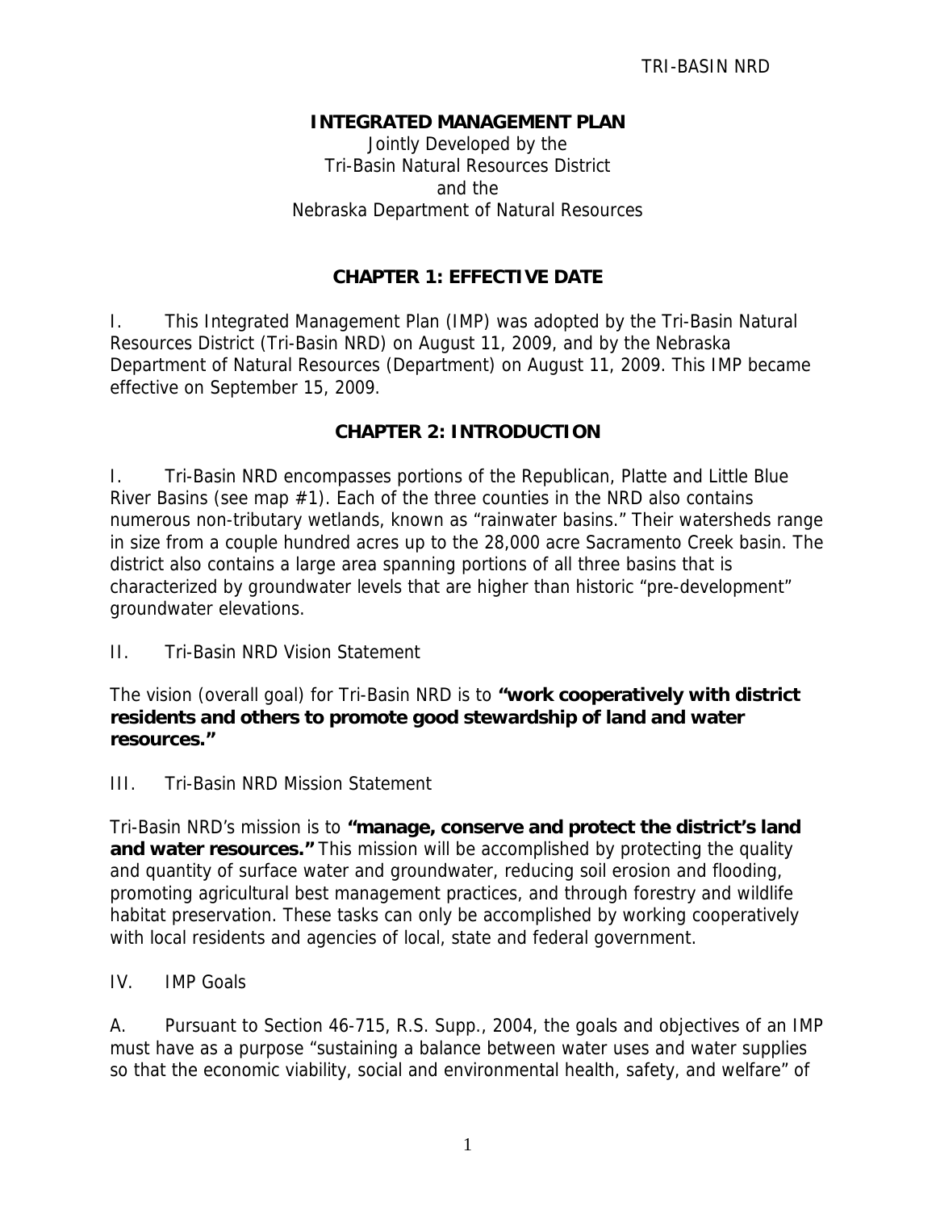# INTEGRATED MANAGEMENT PLAN

Jointly Developed by the
Tri-Basin Natural Resources District
and the
Nebraska Department of Natural Resources

## CHAPTER 1: EFFECTIVE DATE

I. This Integrated Management Plan (IMP) was adopted by the Tri-Basin Natural Resources District (Tri-Basin NRD) on August 11, 2009, and by the Nebraska Department of Natural Resources (Department) on August 11, 2009. This IMP became effective on September 15, 2009.

## CHAPTER 2: INTRODUCTION

I. Tri-Basin NRD encompasses portions of the Republican, Platte and Little Blue River Basins (see map #1). Each of the three counties in the NRD also contains numerous non-tributary wetlands, known as "rainwater basins." Their watersheds range in size from a couple hundred acres up to the 28,000 acre Sacramento Creek basin. The district also contains a large area spanning portions of all three basins that is characterized by groundwater levels that are higher than historic "pre-development" groundwater elevations.

II. Tri-Basin NRD Vision Statement

The vision (overall goal) for Tri-Basin NRD is to **"work cooperatively with district residents and others to promote good stewardship of land and water resources."**

III. Tri-Basin NRD Mission Statement

Tri-Basin NRD's mission is to **"manage, conserve and protect the district's land and water resources."** This mission will be accomplished by protecting the quality and quantity of surface water and groundwater, reducing soil erosion and flooding, promoting agricultural best management practices, and through forestry and wildlife habitat preservation. These tasks can only be accomplished by working cooperatively with local residents and agencies of local, state and federal government.

IV. IMP Goals

A. Pursuant to Section 46-715, R.S. Supp., 2004, the goals and objectives of an IMP must have as a purpose "sustaining a balance between water uses and water supplies so that the economic viability, social and environmental health, safety, and welfare" of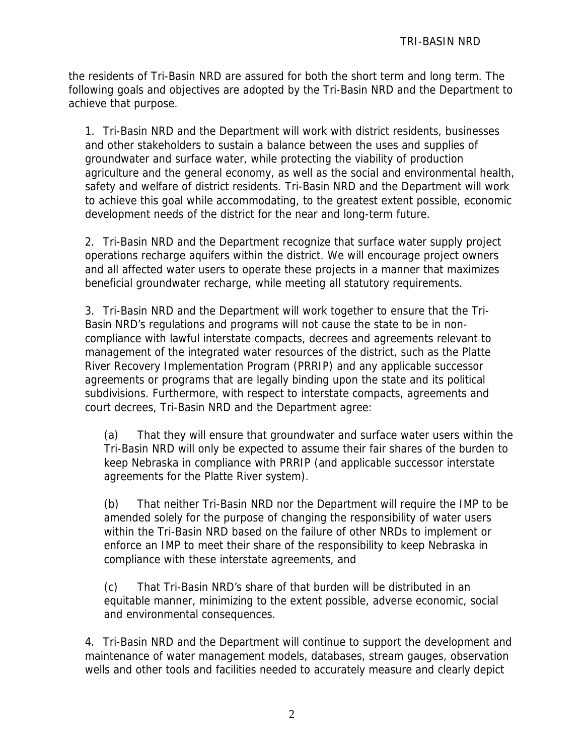the residents of Tri-Basin NRD are assured for both the short term and long term. The following goals and objectives are adopted by the Tri-Basin NRD and the Department to achieve that purpose.

1. Tri-Basin NRD and the Department will work with district residents, businesses and other stakeholders to sustain a balance between the uses and supplies of groundwater and surface water, while protecting the viability of production agriculture and the general economy, as well as the social and environmental health, safety and welfare of district residents. Tri-Basin NRD and the Department will work to achieve this goal while accommodating, to the greatest extent possible, economic development needs of the district for the near and long-term future.

2. Tri-Basin NRD and the Department recognize that surface water supply project operations recharge aquifers within the district. We will encourage project owners and all affected water users to operate these projects in a manner that maximizes beneficial groundwater recharge, while meeting all statutory requirements.

3. Tri-Basin NRD and the Department will work together to ensure that the Tri-Basin NRD's regulations and programs will not cause the state to be in non-compliance with lawful interstate compacts, decrees and agreements relevant to management of the integrated water resources of the district, such as the Platte River Recovery Implementation Program (PRRIP) and any applicable successor agreements or programs that are legally binding upon the state and its political subdivisions. Furthermore, with respect to interstate compacts, agreements and court decrees, Tri-Basin NRD and the Department agree:

   (a) That they will ensure that groundwater and surface water users within the Tri-Basin NRD will only be expected to assume their fair shares of the burden to keep Nebraska in compliance with PRRIP (and applicable successor interstate agreements for the Platte River system).

   (b) That neither Tri-Basin NRD nor the Department will require the IMP to be amended solely for the purpose of changing the responsibility of water users within the Tri-Basin NRD based on the failure of other NRDs to implement or enforce an IMP to meet their share of the responsibility to keep Nebraska in compliance with these interstate agreements, and

   (c) That Tri-Basin NRD's share of that burden will be distributed in an equitable manner, minimizing to the extent possible, adverse economic, social and environmental consequences.

4. Tri-Basin NRD and the Department will continue to support the development and maintenance of water management models, databases, stream gauges, observation wells and other tools and facilities needed to accurately measure and clearly depict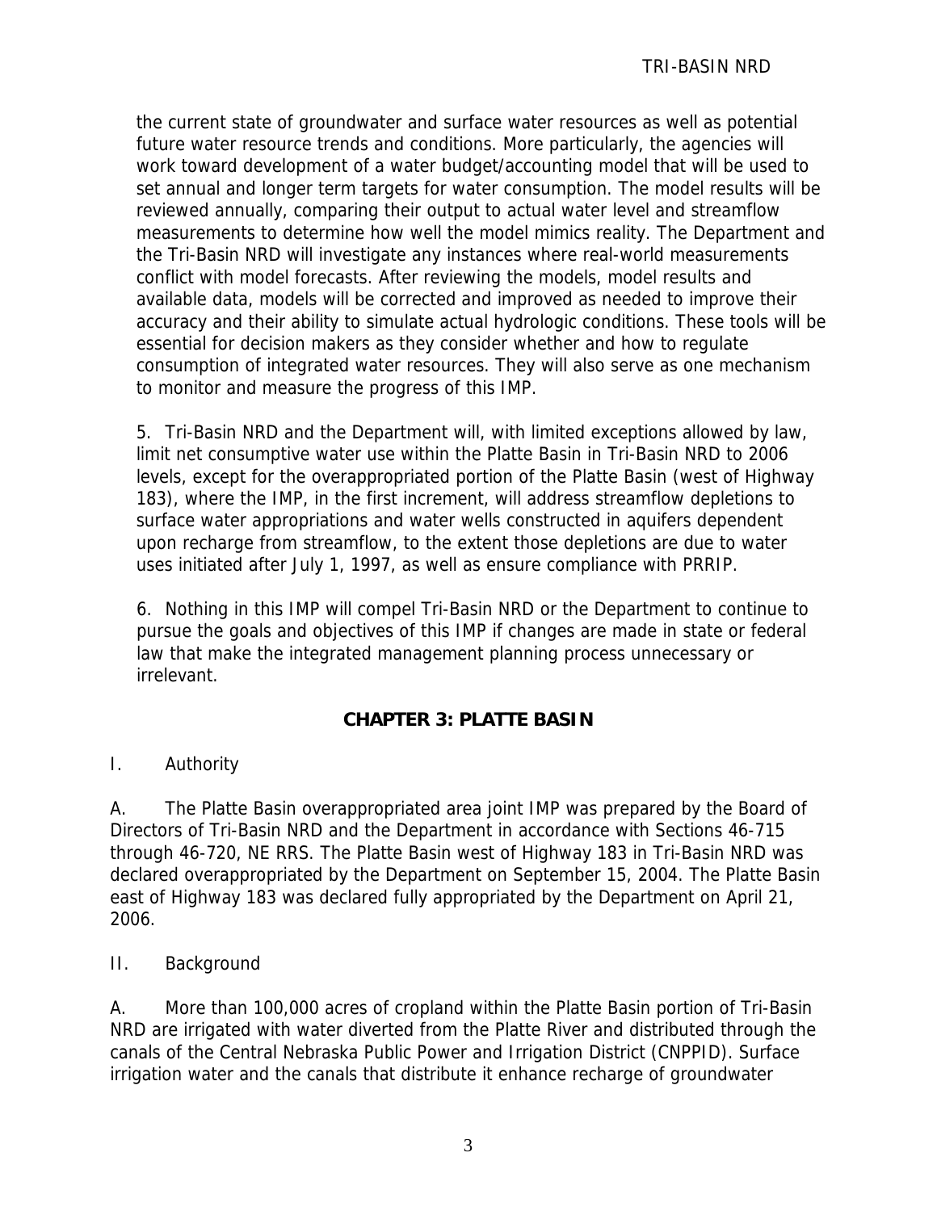the current state of groundwater and surface water resources as well as potential future water resource trends and conditions. More particularly, the agencies will work toward development of a water budget/accounting model that will be used to set annual and longer term targets for water consumption. The model results will be reviewed annually, comparing their output to actual water level and streamflow measurements to determine how well the model mimics reality. The Department and the Tri-Basin NRD will investigate any instances where real-world measurements conflict with model forecasts. After reviewing the models, model results and available data, models will be corrected and improved as needed to improve their accuracy and their ability to simulate actual hydrologic conditions. These tools will be essential for decision makers as they consider whether and how to regulate consumption of integrated water resources. They will also serve as one mechanism to monitor and measure the progress of this IMP.

5. Tri-Basin NRD and the Department will, with limited exceptions allowed by law, limit net consumptive water use within the Platte Basin in Tri-Basin NRD to 2006 levels, except for the overappropriated portion of the Platte Basin (west of Highway 183), where the IMP, in the first increment, will address streamflow depletions to surface water appropriations and water wells constructed in aquifers dependent upon recharge from streamflow, to the extent those depletions are due to water uses initiated after July 1, 1997, as well as ensure compliance with PRRIP.

6. Nothing in this IMP will compel Tri-Basin NRD or the Department to continue to pursue the goals and objectives of this IMP if changes are made in state or federal law that make the integrated management planning process unnecessary or irrelevant.

## CHAPTER 3: PLATTE BASIN

I. Authority

A. The Platte Basin overappropriated area joint IMP was prepared by the Board of Directors of Tri-Basin NRD and the Department in accordance with Sections 46-715 through 46-720, NE RRS. The Platte Basin west of Highway 183 in Tri-Basin NRD was declared overappropriated by the Department on September 15, 2004. The Platte Basin east of Highway 183 was declared fully appropriated by the Department on April 21, 2006.

II. Background

A. More than 100,000 acres of cropland within the Platte Basin portion of Tri-Basin NRD are irrigated with water diverted from the Platte River and distributed through the canals of the Central Nebraska Public Power and Irrigation District (CNPPID). Surface irrigation water and the canals that distribute it enhance recharge of groundwater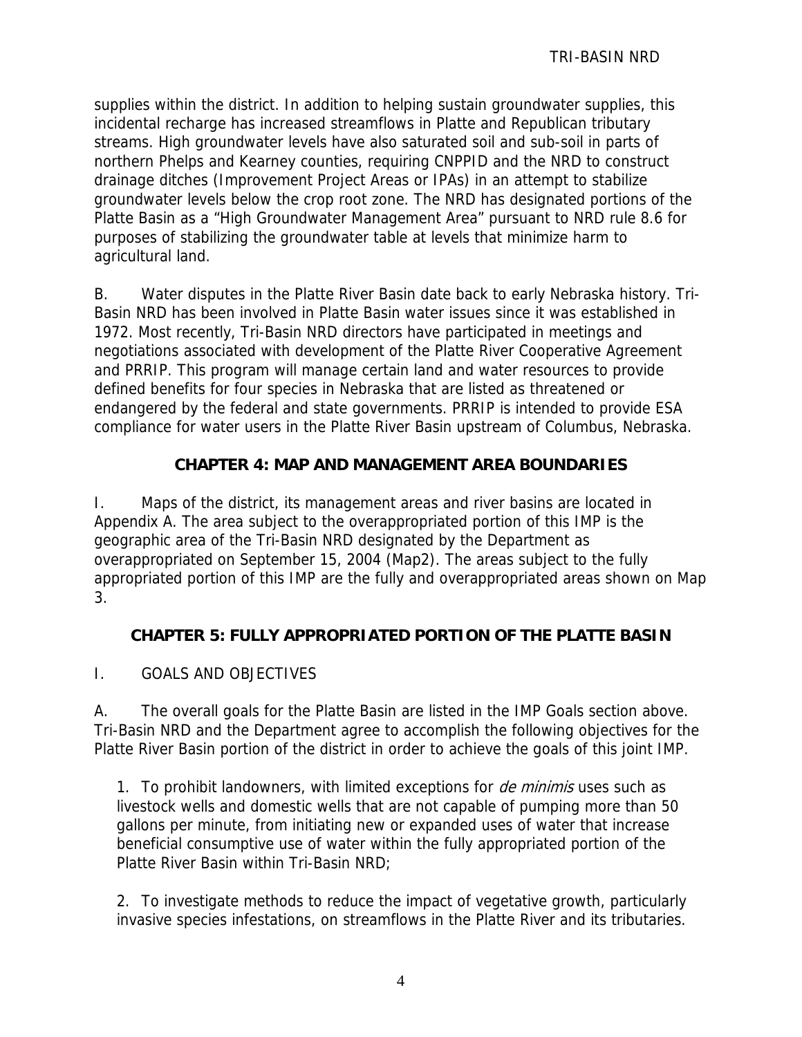supplies within the district. In addition to helping sustain groundwater supplies, this incidental recharge has increased streamflows in Platte and Republican tributary streams. High groundwater levels have also saturated soil and sub-soil in parts of northern Phelps and Kearney counties, requiring CNPPID and the NRD to construct drainage ditches (Improvement Project Areas or IPAs) in an attempt to stabilize groundwater levels below the crop root zone. The NRD has designated portions of the Platte Basin as a "High Groundwater Management Area" pursuant to NRD rule 8.6 for purposes of stabilizing the groundwater table at levels that minimize harm to agricultural land.

B. Water disputes in the Platte River Basin date back to early Nebraska history. Tri-Basin NRD has been involved in Platte Basin water issues since it was established in 1972. Most recently, Tri-Basin NRD directors have participated in meetings and negotiations associated with development of the Platte River Cooperative Agreement and PRRIP. This program will manage certain land and water resources to provide defined benefits for four species in Nebraska that are listed as threatened or endangered by the federal and state governments. PRRIP is intended to provide ESA compliance for water users in the Platte River Basin upstream of Columbus, Nebraska.

## CHAPTER 4: MAP AND MANAGEMENT AREA BOUNDARIES

I. Maps of the district, its management areas and river basins are located in Appendix A. The area subject to the overappropriated portion of this IMP is the geographic area of the Tri-Basin NRD designated by the Department as overappropriated on September 15, 2004 (Map2). The areas subject to the fully appropriated portion of this IMP are the fully and overappropriated areas shown on Map 3.

## CHAPTER 5: FULLY APPROPRIATED PORTION OF THE PLATTE BASIN

I. GOALS AND OBJECTIVES

A. The overall goals for the Platte Basin are listed in the IMP Goals section above. Tri-Basin NRD and the Department agree to accomplish the following objectives for the Platte River Basin portion of the district in order to achieve the goals of this joint IMP.

1. To prohibit landowners, with limited exceptions for *de minimis* uses such as livestock wells and domestic wells that are not capable of pumping more than 50 gallons per minute, from initiating new or expanded uses of water that increase beneficial consumptive use of water within the fully appropriated portion of the Platte River Basin within Tri-Basin NRD;

2. To investigate methods to reduce the impact of vegetative growth, particularly invasive species infestations, on streamflows in the Platte River and its tributaries.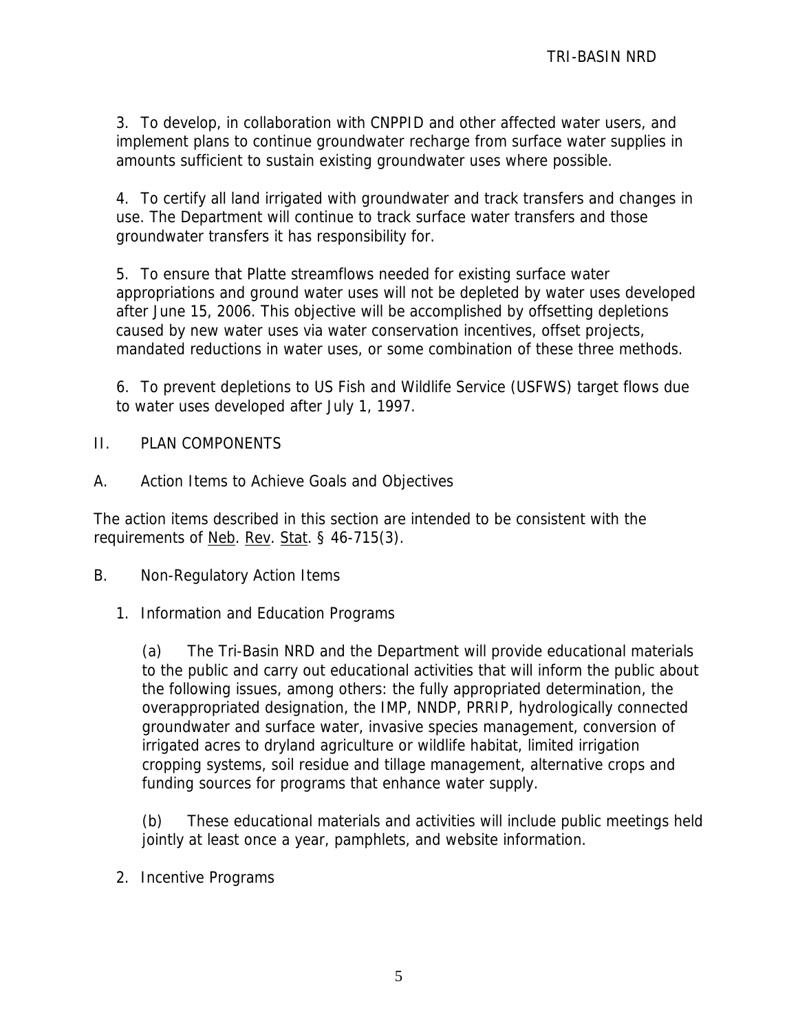3. To develop, in collaboration with CNPPID and other affected water users, and implement plans to continue groundwater recharge from surface water supplies in amounts sufficient to sustain existing groundwater uses where possible.

4. To certify all land irrigated with groundwater and track transfers and changes in use. The Department will continue to track surface water transfers and those groundwater transfers it has responsibility for.

5. To ensure that Platte streamflows needed for existing surface water appropriations and ground water uses will not be depleted by water uses developed after June 15, 2006. This objective will be accomplished by offsetting depletions caused by new water uses via water conservation incentives, offset projects, mandated reductions in water uses, or some combination of these three methods.

6. To prevent depletions to US Fish and Wildlife Service (USFWS) target flows due to water uses developed after July 1, 1997.

## II. PLAN COMPONENTS

### A. Action Items to Achieve Goals and Objectives

The action items described in this section are intended to be consistent with the requirements of Neb. Rev. Stat. § 46-715(3).

### B. Non-Regulatory Action Items

1. Information and Education Programs

   (a) The Tri-Basin NRD and the Department will provide educational materials to the public and carry out educational activities that will inform the public about the following issues, among others: the fully appropriated determination, the overappropriated designation, the IMP, NNDP, PRRIP, hydrologically connected groundwater and surface water, invasive species management, conversion of irrigated acres to dryland agriculture or wildlife habitat, limited irrigation cropping systems, soil residue and tillage management, alternative crops and funding sources for programs that enhance water supply.

   (b) These educational materials and activities will include public meetings held jointly at least once a year, pamphlets, and website information.

2. Incentive Programs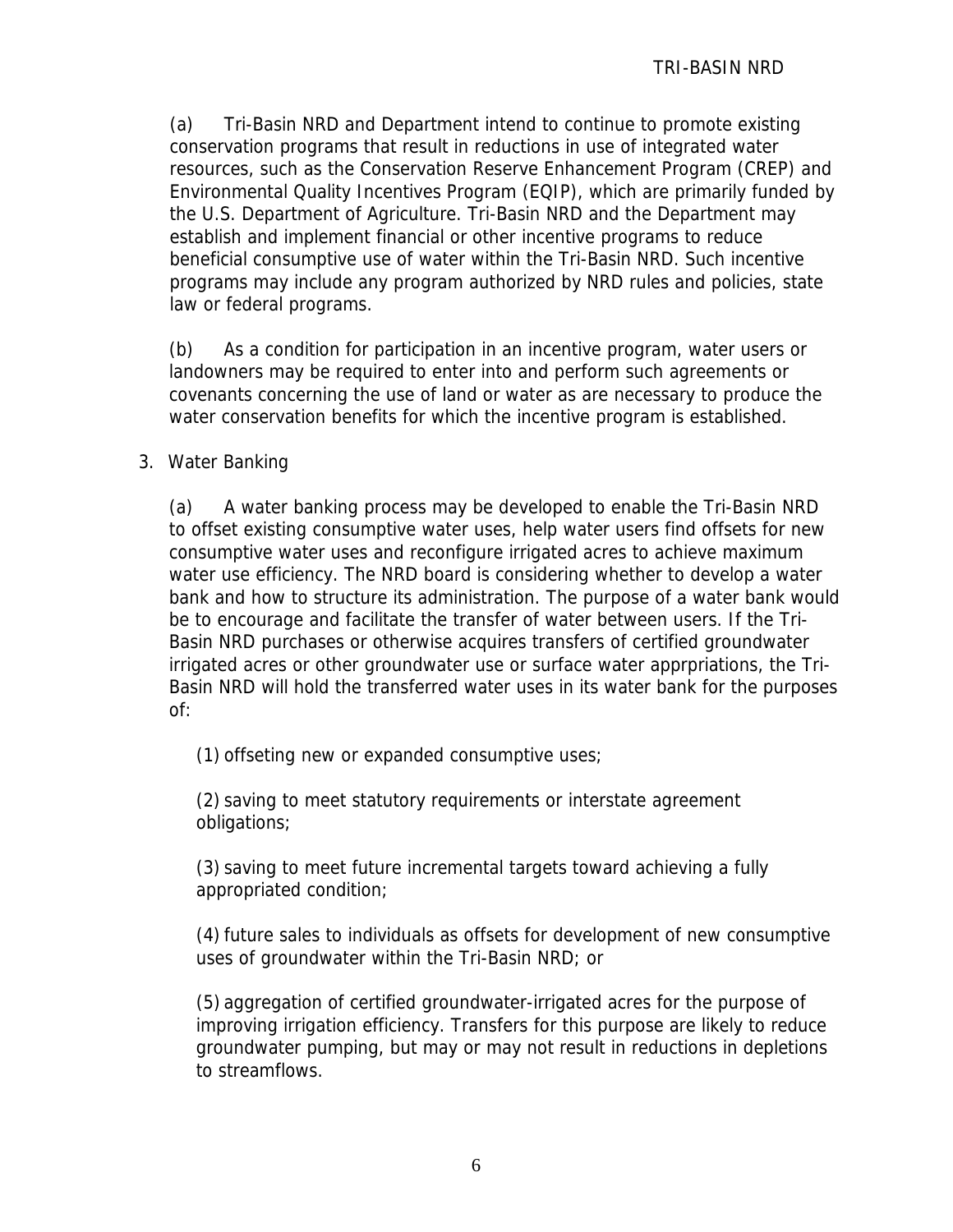(a) Tri-Basin NRD and Department intend to continue to promote existing conservation programs that result in reductions in use of integrated water resources, such as the Conservation Reserve Enhancement Program (CREP) and Environmental Quality Incentives Program (EQIP), which are primarily funded by the U.S. Department of Agriculture. Tri-Basin NRD and the Department may establish and implement financial or other incentive programs to reduce beneficial consumptive use of water within the Tri-Basin NRD. Such incentive programs may include any program authorized by NRD rules and policies, state law or federal programs.

(b) As a condition for participation in an incentive program, water users or landowners may be required to enter into and perform such agreements or covenants concerning the use of land or water as are necessary to produce the water conservation benefits for which the incentive program is established.

3. Water Banking

(a) A water banking process may be developed to enable the Tri-Basin NRD to offset existing consumptive water uses, help water users find offsets for new consumptive water uses and reconfigure irrigated acres to achieve maximum water use efficiency. The NRD board is considering whether to develop a water bank and how to structure its administration. The purpose of a water bank would be to encourage and facilitate the transfer of water between users. If the Tri-Basin NRD purchases or otherwise acquires transfers of certified groundwater irrigated acres or other groundwater use or surface water apprpriations, the Tri-Basin NRD will hold the transferred water uses in its water bank for the purposes of:

(1) offseting new or expanded consumptive uses;

(2) saving to meet statutory requirements or interstate agreement obligations;

(3) saving to meet future incremental targets toward achieving a fully appropriated condition;

(4) future sales to individuals as offsets for development of new consumptive uses of groundwater within the Tri-Basin NRD; or

(5) aggregation of certified groundwater-irrigated acres for the purpose of improving irrigation efficiency. Transfers for this purpose are likely to reduce groundwater pumping, but may or may not result in reductions in depletions to streamflows.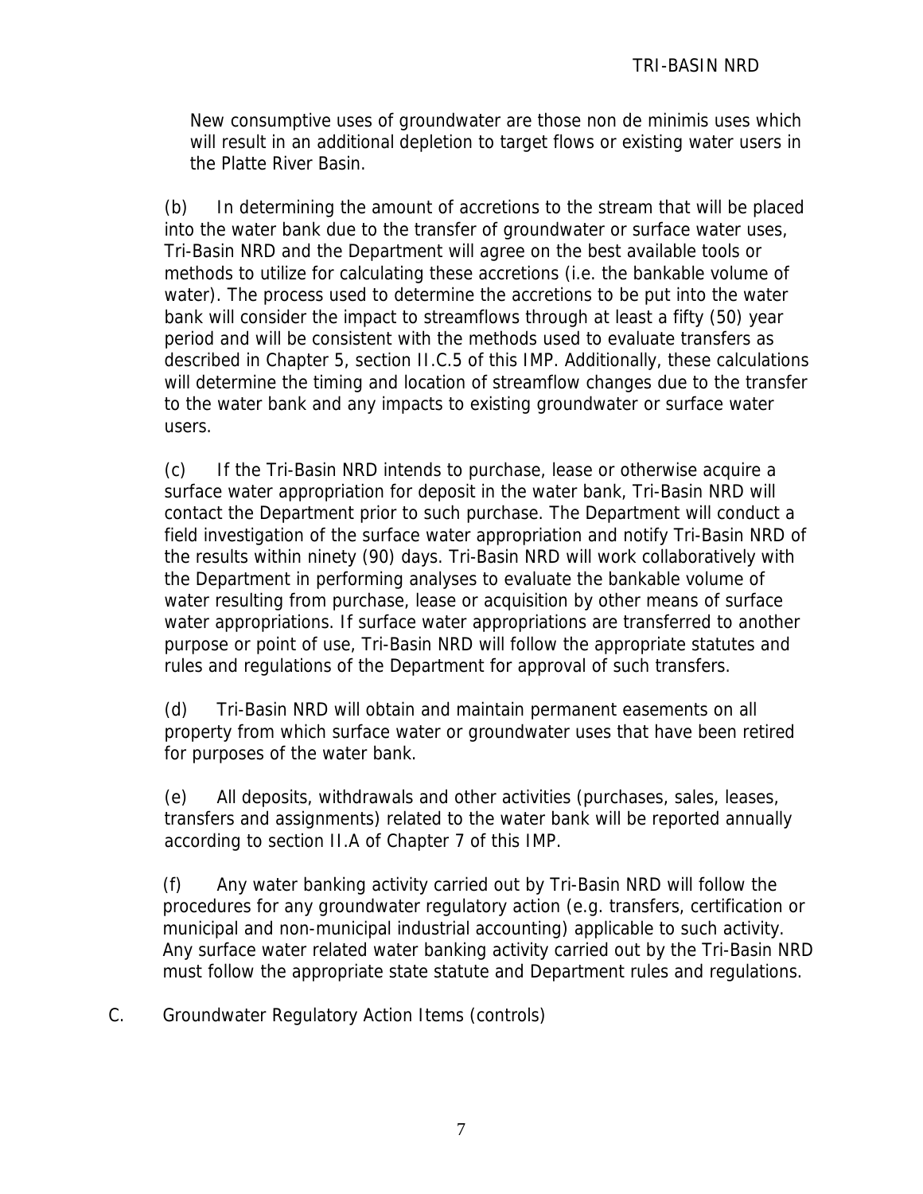New consumptive uses of groundwater are those non de minimis uses which will result in an additional depletion to target flows or existing water users in the Platte River Basin.

(b) In determining the amount of accretions to the stream that will be placed into the water bank due to the transfer of groundwater or surface water uses, Tri-Basin NRD and the Department will agree on the best available tools or methods to utilize for calculating these accretions (i.e. the bankable volume of water). The process used to determine the accretions to be put into the water bank will consider the impact to streamflows through at least a fifty (50) year period and will be consistent with the methods used to evaluate transfers as described in Chapter 5, section II.C.5 of this IMP. Additionally, these calculations will determine the timing and location of streamflow changes due to the transfer to the water bank and any impacts to existing groundwater or surface water users.

(c) If the Tri-Basin NRD intends to purchase, lease or otherwise acquire a surface water appropriation for deposit in the water bank, Tri-Basin NRD will contact the Department prior to such purchase. The Department will conduct a field investigation of the surface water appropriation and notify Tri-Basin NRD of the results within ninety (90) days. Tri-Basin NRD will work collaboratively with the Department in performing analyses to evaluate the bankable volume of water resulting from purchase, lease or acquisition by other means of surface water appropriations. If surface water appropriations are transferred to another purpose or point of use, Tri-Basin NRD will follow the appropriate statutes and rules and regulations of the Department for approval of such transfers.

(d) Tri-Basin NRD will obtain and maintain permanent easements on all property from which surface water or groundwater uses that have been retired for purposes of the water bank.

(e) All deposits, withdrawals and other activities (purchases, sales, leases, transfers and assignments) related to the water bank will be reported annually according to section II.A of Chapter 7 of this IMP.

(f) Any water banking activity carried out by Tri-Basin NRD will follow the procedures for any groundwater regulatory action (e.g. transfers, certification or municipal and non-municipal industrial accounting) applicable to such activity. Any surface water related water banking activity carried out by the Tri-Basin NRD must follow the appropriate state statute and Department rules and regulations.

C. Groundwater Regulatory Action Items (controls)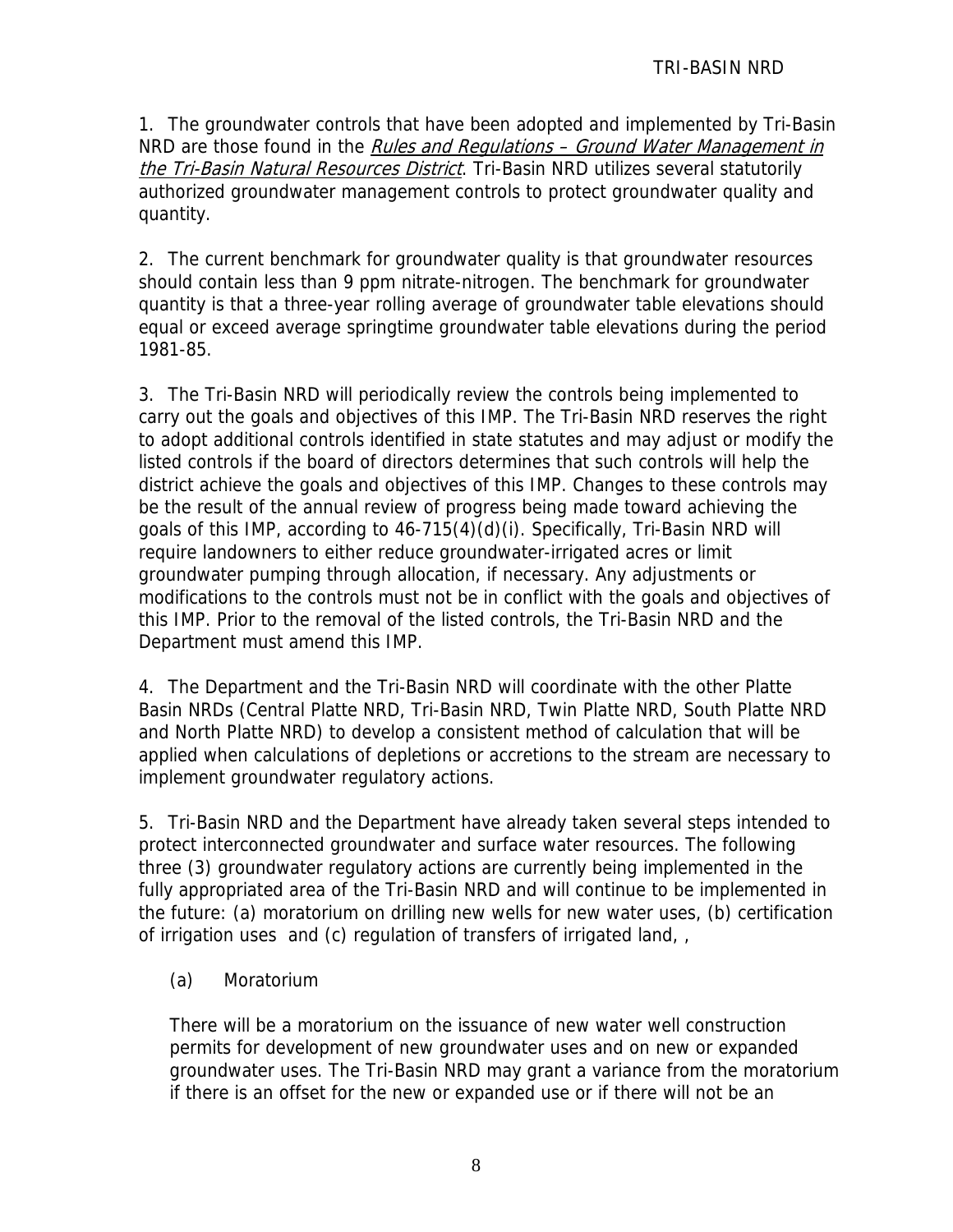1. The groundwater controls that have been adopted and implemented by Tri-Basin NRD are those found in the *Rules and Regulations – Ground Water Management in the Tri-Basin Natural Resources District*. Tri-Basin NRD utilizes several statutorily authorized groundwater management controls to protect groundwater quality and quantity.

2. The current benchmark for groundwater quality is that groundwater resources should contain less than 9 ppm nitrate-nitrogen. The benchmark for groundwater quantity is that a three-year rolling average of groundwater table elevations should equal or exceed average springtime groundwater table elevations during the period 1981-85.

3. The Tri-Basin NRD will periodically review the controls being implemented to carry out the goals and objectives of this IMP. The Tri-Basin NRD reserves the right to adopt additional controls identified in state statutes and may adjust or modify the listed controls if the board of directors determines that such controls will help the district achieve the goals and objectives of this IMP. Changes to these controls may be the result of the annual review of progress being made toward achieving the goals of this IMP, according to 46-715(4)(d)(i). Specifically, Tri-Basin NRD will require landowners to either reduce groundwater-irrigated acres or limit groundwater pumping through allocation, if necessary. Any adjustments or modifications to the controls must not be in conflict with the goals and objectives of this IMP. Prior to the removal of the listed controls, the Tri-Basin NRD and the Department must amend this IMP.

4. The Department and the Tri-Basin NRD will coordinate with the other Platte Basin NRDs (Central Platte NRD, Tri-Basin NRD, Twin Platte NRD, South Platte NRD and North Platte NRD) to develop a consistent method of calculation that will be applied when calculations of depletions or accretions to the stream are necessary to implement groundwater regulatory actions.

5. Tri-Basin NRD and the Department have already taken several steps intended to protect interconnected groundwater and surface water resources. The following three (3) groundwater regulatory actions are currently being implemented in the fully appropriated area of the Tri-Basin NRD and will continue to be implemented in the future: (a) moratorium on drilling new wells for new water uses, (b) certification of irrigation uses and (c) regulation of transfers of irrigated land, ,

(a) Moratorium

There will be a moratorium on the issuance of new water well construction permits for development of new groundwater uses and on new or expanded groundwater uses. The Tri-Basin NRD may grant a variance from the moratorium if there is an offset for the new or expanded use or if there will not be an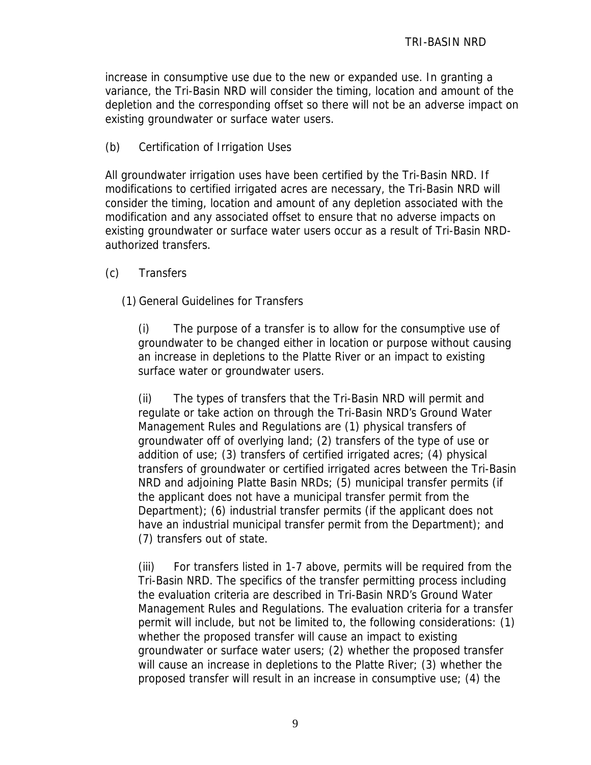increase in consumptive use due to the new or expanded use. In granting a variance, the Tri-Basin NRD will consider the timing, location and amount of the depletion and the corresponding offset so there will not be an adverse impact on existing groundwater or surface water users.

(b) Certification of Irrigation Uses

All groundwater irrigation uses have been certified by the Tri-Basin NRD. If modifications to certified irrigated acres are necessary, the Tri-Basin NRD will consider the timing, location and amount of any depletion associated with the modification and any associated offset to ensure that no adverse impacts on existing groundwater or surface water users occur as a result of Tri-Basin NRD-authorized transfers.

(c) Transfers

(1) General Guidelines for Transfers

(i) The purpose of a transfer is to allow for the consumptive use of groundwater to be changed either in location or purpose without causing an increase in depletions to the Platte River or an impact to existing surface water or groundwater users.

(ii) The types of transfers that the Tri-Basin NRD will permit and regulate or take action on through the Tri-Basin NRD's Ground Water Management Rules and Regulations are (1) physical transfers of groundwater off of overlying land; (2) transfers of the type of use or addition of use; (3) transfers of certified irrigated acres; (4) physical transfers of groundwater or certified irrigated acres between the Tri-Basin NRD and adjoining Platte Basin NRDs; (5) municipal transfer permits (if the applicant does not have a municipal transfer permit from the Department); (6) industrial transfer permits (if the applicant does not have an industrial municipal transfer permit from the Department); and (7) transfers out of state.

(iii) For transfers listed in 1-7 above, permits will be required from the Tri-Basin NRD. The specifics of the transfer permitting process including the evaluation criteria are described in Tri-Basin NRD's Ground Water Management Rules and Regulations. The evaluation criteria for a transfer permit will include, but not be limited to, the following considerations: (1) whether the proposed transfer will cause an impact to existing groundwater or surface water users; (2) whether the proposed transfer will cause an increase in depletions to the Platte River; (3) whether the proposed transfer will result in an increase in consumptive use; (4) the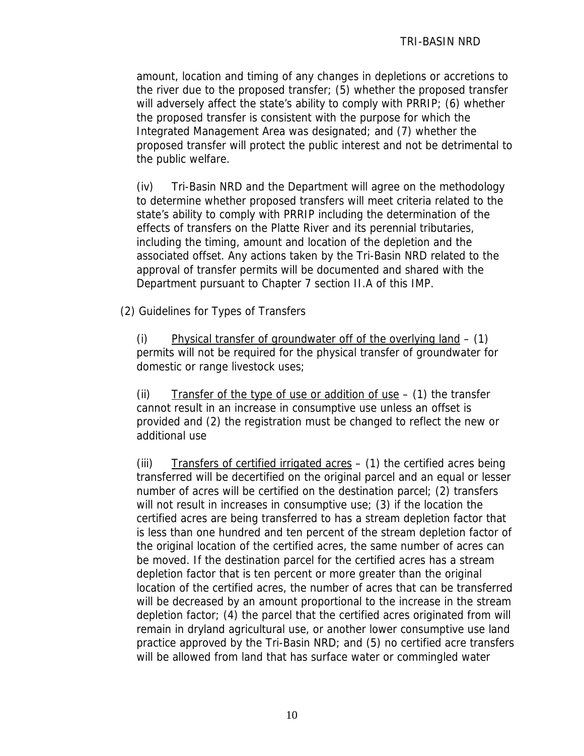amount, location and timing of any changes in depletions or accretions to the river due to the proposed transfer; (5) whether the proposed transfer will adversely affect the state's ability to comply with PRRIP; (6) whether the proposed transfer is consistent with the purpose for which the Integrated Management Area was designated; and (7) whether the proposed transfer will protect the public interest and not be detrimental to the public welfare.

(iv) Tri-Basin NRD and the Department will agree on the methodology to determine whether proposed transfers will meet criteria related to the state's ability to comply with PRRIP including the determination of the effects of transfers on the Platte River and its perennial tributaries, including the timing, amount and location of the depletion and the associated offset. Any actions taken by the Tri-Basin NRD related to the approval of transfer permits will be documented and shared with the Department pursuant to Chapter 7 section II.A of this IMP.

(2) Guidelines for Types of Transfers

(i) <u>Physical transfer of groundwater off of the overlying land</u> – (1) permits will not be required for the physical transfer of groundwater for domestic or range livestock uses;

(ii) <u>Transfer of the type of use or addition of use</u> – (1) the transfer cannot result in an increase in consumptive use unless an offset is provided and (2) the registration must be changed to reflect the new or additional use

(iii) <u>Transfers of certified irrigated acres</u> – (1) the certified acres being transferred will be decertified on the original parcel and an equal or lesser number of acres will be certified on the destination parcel; (2) transfers will not result in increases in consumptive use; (3) if the location the certified acres are being transferred to has a stream depletion factor that is less than one hundred and ten percent of the stream depletion factor of the original location of the certified acres, the same number of acres can be moved. If the destination parcel for the certified acres has a stream depletion factor that is ten percent or more greater than the original location of the certified acres, the number of acres that can be transferred will be decreased by an amount proportional to the increase in the stream depletion factor; (4) the parcel that the certified acres originated from will remain in dryland agricultural use, or another lower consumptive use land practice approved by the Tri-Basin NRD; and (5) no certified acre transfers will be allowed from land that has surface water or commingled water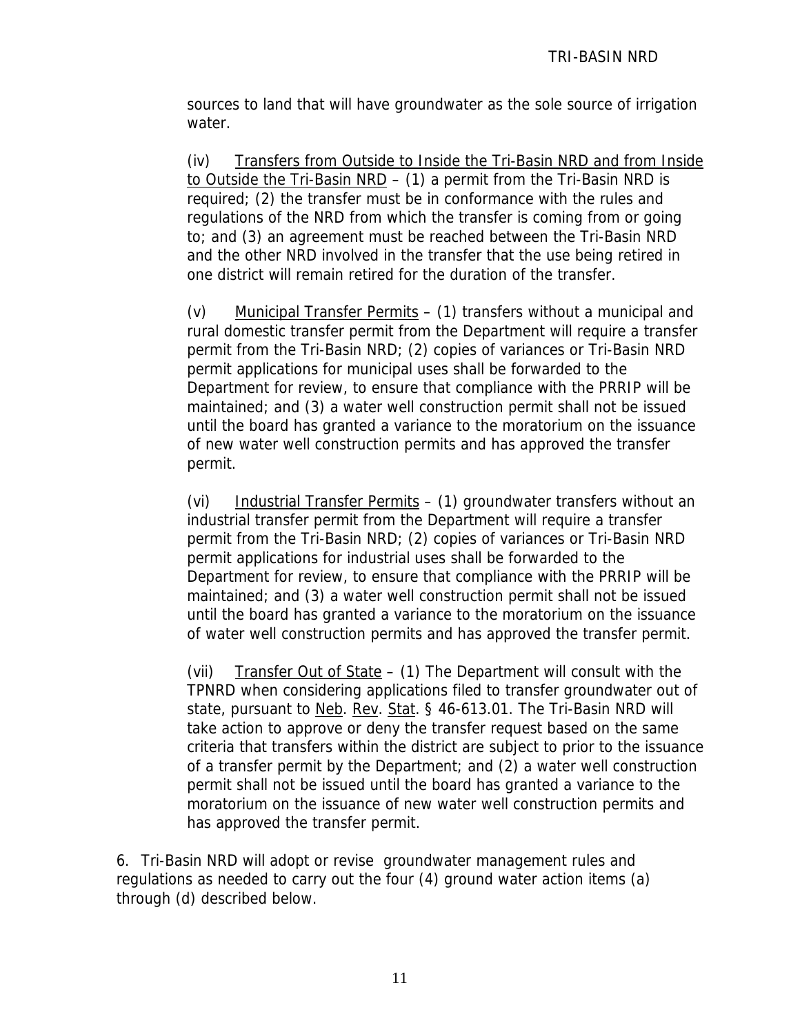sources to land that will have groundwater as the sole source of irrigation water.

(iv) Transfers from Outside to Inside the Tri-Basin NRD and from Inside to Outside the Tri-Basin NRD – (1) a permit from the Tri-Basin NRD is required; (2) the transfer must be in conformance with the rules and regulations of the NRD from which the transfer is coming from or going to; and (3) an agreement must be reached between the Tri-Basin NRD and the other NRD involved in the transfer that the use being retired in one district will remain retired for the duration of the transfer.

(v) Municipal Transfer Permits – (1) transfers without a municipal and rural domestic transfer permit from the Department will require a transfer permit from the Tri-Basin NRD; (2) copies of variances or Tri-Basin NRD permit applications for municipal uses shall be forwarded to the Department for review, to ensure that compliance with the PRRIP will be maintained; and (3) a water well construction permit shall not be issued until the board has granted a variance to the moratorium on the issuance of new water well construction permits and has approved the transfer permit.

(vi) Industrial Transfer Permits – (1) groundwater transfers without an industrial transfer permit from the Department will require a transfer permit from the Tri-Basin NRD; (2) copies of variances or Tri-Basin NRD permit applications for industrial uses shall be forwarded to the Department for review, to ensure that compliance with the PRRIP will be maintained; and (3) a water well construction permit shall not be issued until the board has granted a variance to the moratorium on the issuance of water well construction permits and has approved the transfer permit.

(vii) Transfer Out of State – (1) The Department will consult with the TPNRD when considering applications filed to transfer groundwater out of state, pursuant to Neb. Rev. Stat. § 46-613.01. The Tri-Basin NRD will take action to approve or deny the transfer request based on the same criteria that transfers within the district are subject to prior to the issuance of a transfer permit by the Department; and (2) a water well construction permit shall not be issued until the board has granted a variance to the moratorium on the issuance of new water well construction permits and has approved the transfer permit.

6. Tri-Basin NRD will adopt or revise groundwater management rules and regulations as needed to carry out the four (4) ground water action items (a) through (d) described below.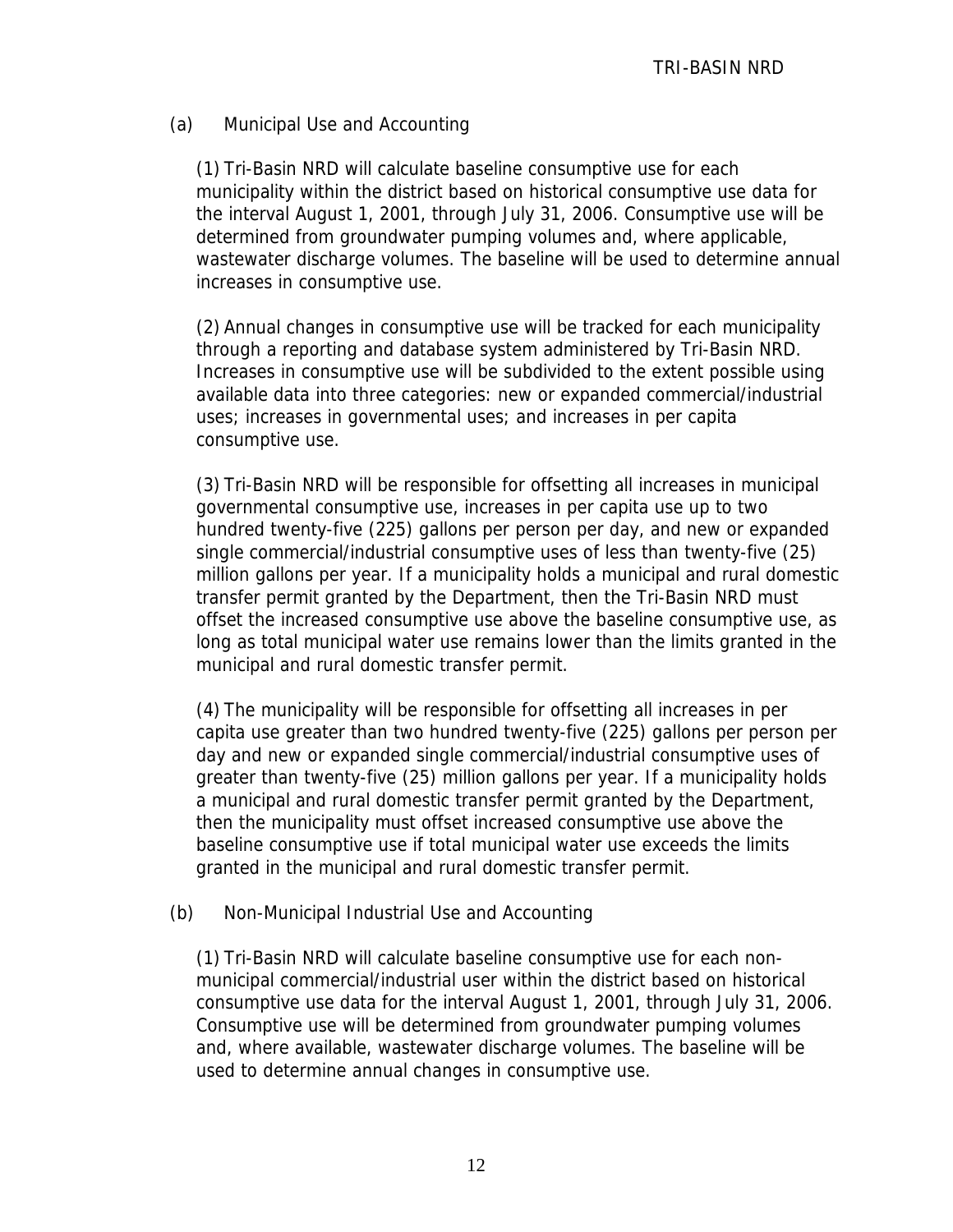(a) Municipal Use and Accounting

(1) Tri-Basin NRD will calculate baseline consumptive use for each municipality within the district based on historical consumptive use data for the interval August 1, 2001, through July 31, 2006. Consumptive use will be determined from groundwater pumping volumes and, where applicable, wastewater discharge volumes. The baseline will be used to determine annual increases in consumptive use.

(2) Annual changes in consumptive use will be tracked for each municipality through a reporting and database system administered by Tri-Basin NRD. Increases in consumptive use will be subdivided to the extent possible using available data into three categories: new or expanded commercial/industrial uses; increases in governmental uses; and increases in per capita consumptive use.

(3) Tri-Basin NRD will be responsible for offsetting all increases in municipal governmental consumptive use, increases in per capita use up to two hundred twenty-five (225) gallons per person per day, and new or expanded single commercial/industrial consumptive uses of less than twenty-five (25) million gallons per year. If a municipality holds a municipal and rural domestic transfer permit granted by the Department, then the Tri-Basin NRD must offset the increased consumptive use above the baseline consumptive use, as long as total municipal water use remains lower than the limits granted in the municipal and rural domestic transfer permit.

(4) The municipality will be responsible for offsetting all increases in per capita use greater than two hundred twenty-five (225) gallons per person per day and new or expanded single commercial/industrial consumptive uses of greater than twenty-five (25) million gallons per year. If a municipality holds a municipal and rural domestic transfer permit granted by the Department, then the municipality must offset increased consumptive use above the baseline consumptive use if total municipal water use exceeds the limits granted in the municipal and rural domestic transfer permit.

(b) Non-Municipal Industrial Use and Accounting

(1) Tri-Basin NRD will calculate baseline consumptive use for each non-municipal commercial/industrial user within the district based on historical consumptive use data for the interval August 1, 2001, through July 31, 2006. Consumptive use will be determined from groundwater pumping volumes and, where available, wastewater discharge volumes. The baseline will be used to determine annual changes in consumptive use.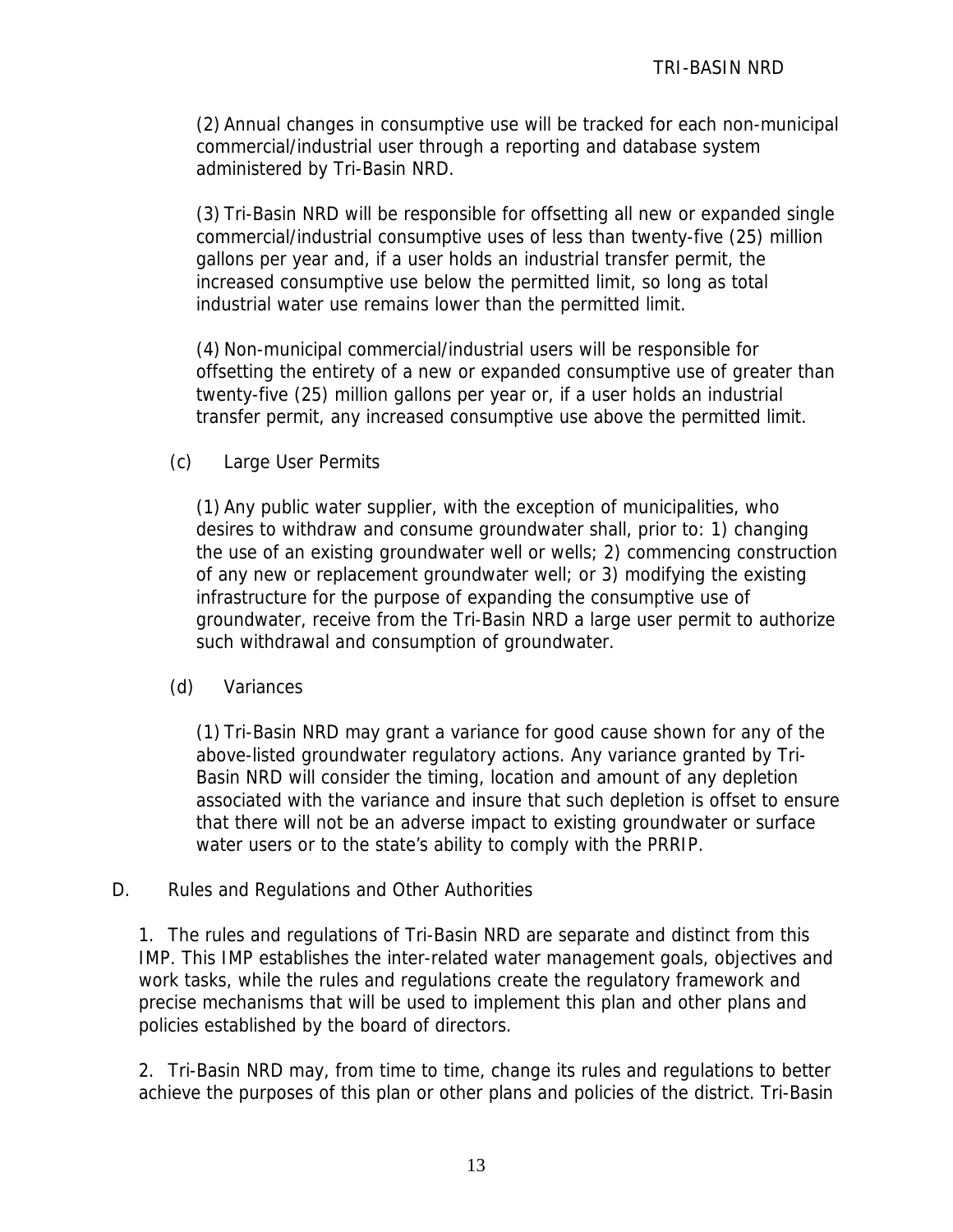(2) Annual changes in consumptive use will be tracked for each non-municipal commercial/industrial user through a reporting and database system administered by Tri-Basin NRD.

(3) Tri-Basin NRD will be responsible for offsetting all new or expanded single commercial/industrial consumptive uses of less than twenty-five (25) million gallons per year and, if a user holds an industrial transfer permit, the increased consumptive use below the permitted limit, so long as total industrial water use remains lower than the permitted limit.

(4) Non-municipal commercial/industrial users will be responsible for offsetting the entirety of a new or expanded consumptive use of greater than twenty-five (25) million gallons per year or, if a user holds an industrial transfer permit, any increased consumptive use above the permitted limit.

(c) Large User Permits

(1) Any public water supplier, with the exception of municipalities, who desires to withdraw and consume groundwater shall, prior to: 1) changing the use of an existing groundwater well or wells; 2) commencing construction of any new or replacement groundwater well; or 3) modifying the existing infrastructure for the purpose of expanding the consumptive use of groundwater, receive from the Tri-Basin NRD a large user permit to authorize such withdrawal and consumption of groundwater.

(d) Variances

(1) Tri-Basin NRD may grant a variance for good cause shown for any of the above-listed groundwater regulatory actions. Any variance granted by Tri-Basin NRD will consider the timing, location and amount of any depletion associated with the variance and insure that such depletion is offset to ensure that there will not be an adverse impact to existing groundwater or surface water users or to the state's ability to comply with the PRRIP.

D. Rules and Regulations and Other Authorities

1. The rules and regulations of Tri-Basin NRD are separate and distinct from this IMP. This IMP establishes the inter-related water management goals, objectives and work tasks, while the rules and regulations create the regulatory framework and precise mechanisms that will be used to implement this plan and other plans and policies established by the board of directors.

2. Tri-Basin NRD may, from time to time, change its rules and regulations to better achieve the purposes of this plan or other plans and policies of the district. Tri-Basin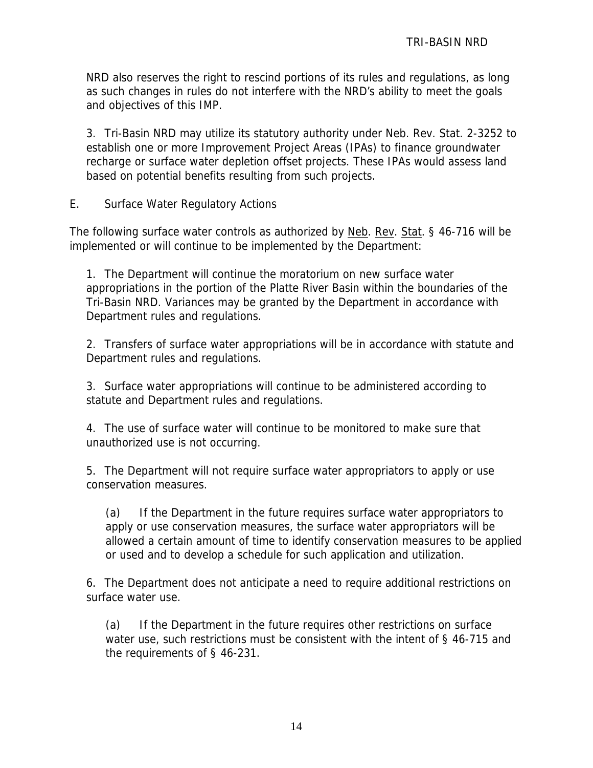NRD also reserves the right to rescind portions of its rules and regulations, as long as such changes in rules do not interfere with the NRD's ability to meet the goals and objectives of this IMP.

3. Tri-Basin NRD may utilize its statutory authority under Neb. Rev. Stat. 2-3252 to establish one or more Improvement Project Areas (IPAs) to finance groundwater recharge or surface water depletion offset projects. These IPAs would assess land based on potential benefits resulting from such projects.

E. Surface Water Regulatory Actions

The following surface water controls as authorized by Neb. Rev. Stat. § 46-716 will be implemented or will continue to be implemented by the Department:

1. The Department will continue the moratorium on new surface water appropriations in the portion of the Platte River Basin within the boundaries of the Tri-Basin NRD. Variances may be granted by the Department in accordance with Department rules and regulations.

2. Transfers of surface water appropriations will be in accordance with statute and Department rules and regulations.

3. Surface water appropriations will continue to be administered according to statute and Department rules and regulations.

4. The use of surface water will continue to be monitored to make sure that unauthorized use is not occurring.

5. The Department will not require surface water appropriators to apply or use conservation measures.

(a) If the Department in the future requires surface water appropriators to apply or use conservation measures, the surface water appropriators will be allowed a certain amount of time to identify conservation measures to be applied or used and to develop a schedule for such application and utilization.

6. The Department does not anticipate a need to require additional restrictions on surface water use.

(a) If the Department in the future requires other restrictions on surface water use, such restrictions must be consistent with the intent of § 46-715 and the requirements of § 46-231.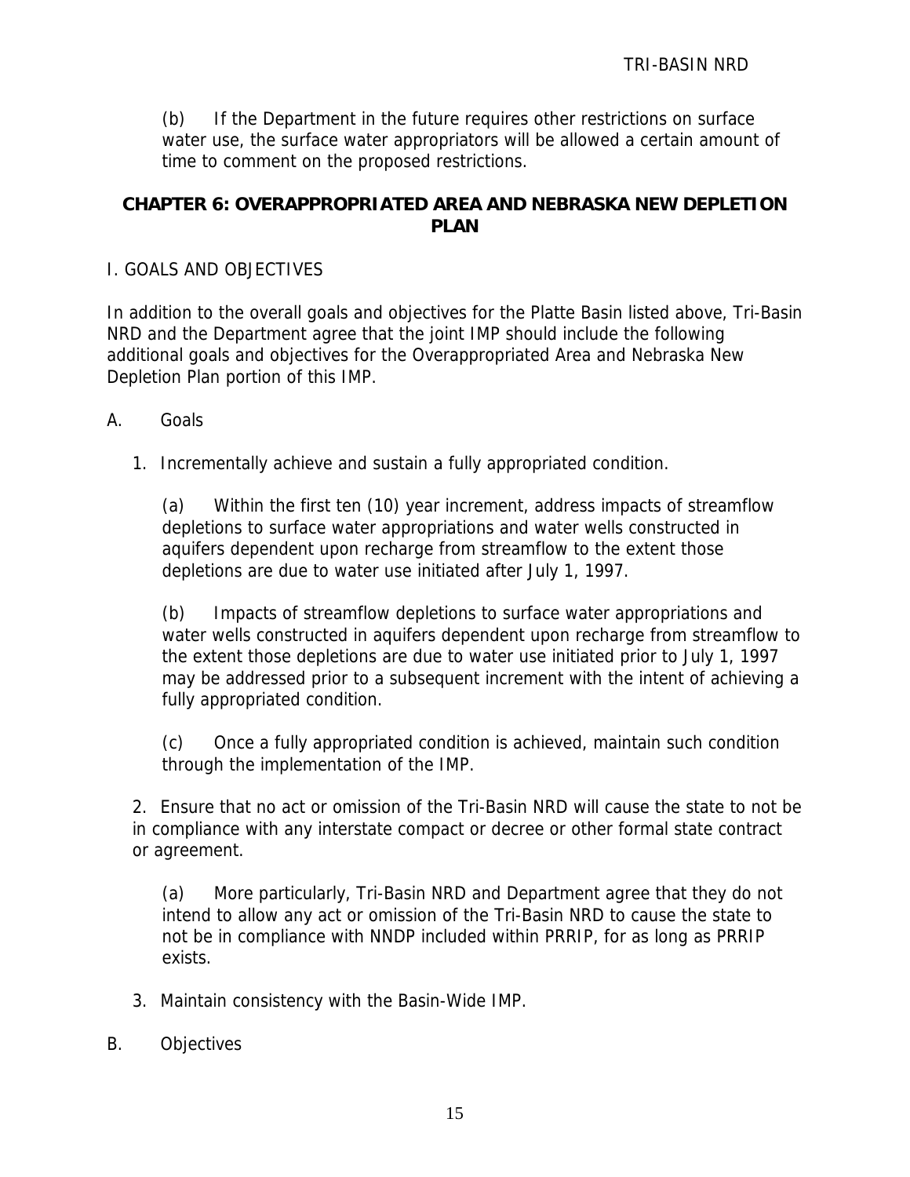(b) If the Department in the future requires other restrictions on surface water use, the surface water appropriators will be allowed a certain amount of time to comment on the proposed restrictions.

## CHAPTER 6: OVERAPPROPRIATED AREA AND NEBRASKA NEW DEPLETION PLAN

I. GOALS AND OBJECTIVES

In addition to the overall goals and objectives for the Platte Basin listed above, Tri-Basin NRD and the Department agree that the joint IMP should include the following additional goals and objectives for the Overappropriated Area and Nebraska New Depletion Plan portion of this IMP.

A. Goals

1. Incrementally achieve and sustain a fully appropriated condition.

   (a) Within the first ten (10) year increment, address impacts of streamflow depletions to surface water appropriations and water wells constructed in aquifers dependent upon recharge from streamflow to the extent those depletions are due to water use initiated after July 1, 1997.

   (b) Impacts of streamflow depletions to surface water appropriations and water wells constructed in aquifers dependent upon recharge from streamflow to the extent those depletions are due to water use initiated prior to July 1, 1997 may be addressed prior to a subsequent increment with the intent of achieving a fully appropriated condition.

   (c) Once a fully appropriated condition is achieved, maintain such condition through the implementation of the IMP.

2. Ensure that no act or omission of the Tri-Basin NRD will cause the state to not be in compliance with any interstate compact or decree or other formal state contract or agreement.

   (a) More particularly, Tri-Basin NRD and Department agree that they do not intend to allow any act or omission of the Tri-Basin NRD to cause the state to not be in compliance with NNDP included within PRRIP, for as long as PRRIP exists.

3. Maintain consistency with the Basin-Wide IMP.

B. Objectives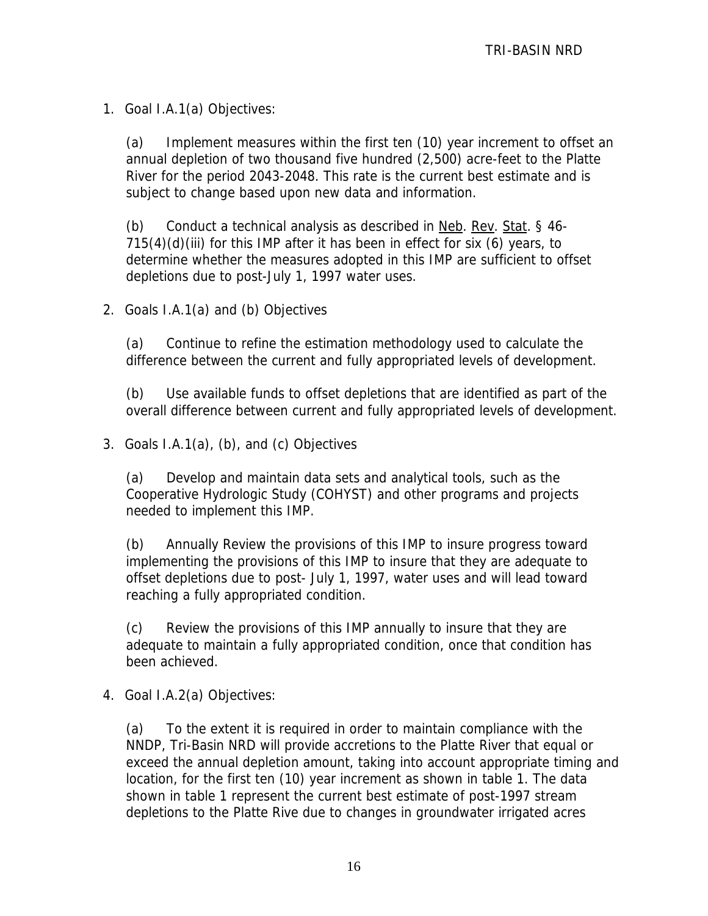1. Goal I.A.1(a) Objectives:

   (a) Implement measures within the first ten (10) year increment to offset an annual depletion of two thousand five hundred (2,500) acre-feet to the Platte River for the period 2043-2048. This rate is the current best estimate and is subject to change based upon new data and information.

   (b) Conduct a technical analysis as described in Neb. Rev. Stat. § 46-715(4)(d)(iii) for this IMP after it has been in effect for six (6) years, to determine whether the measures adopted in this IMP are sufficient to offset depletions due to post-July 1, 1997 water uses.

2. Goals I.A.1(a) and (b) Objectives

   (a) Continue to refine the estimation methodology used to calculate the difference between the current and fully appropriated levels of development.

   (b) Use available funds to offset depletions that are identified as part of the overall difference between current and fully appropriated levels of development.

3. Goals I.A.1(a), (b), and (c) Objectives

   (a) Develop and maintain data sets and analytical tools, such as the Cooperative Hydrologic Study (COHYST) and other programs and projects needed to implement this IMP.

   (b) Annually Review the provisions of this IMP to insure progress toward implementing the provisions of this IMP to insure that they are adequate to offset depletions due to post- July 1, 1997, water uses and will lead toward reaching a fully appropriated condition.

   (c) Review the provisions of this IMP annually to insure that they are adequate to maintain a fully appropriated condition, once that condition has been achieved.

4. Goal I.A.2(a) Objectives:

   (a) To the extent it is required in order to maintain compliance with the NNDP, Tri-Basin NRD will provide accretions to the Platte River that equal or exceed the annual depletion amount, taking into account appropriate timing and location, for the first ten (10) year increment as shown in table 1. The data shown in table 1 represent the current best estimate of post-1997 stream depletions to the Platte Rive due to changes in groundwater irrigated acres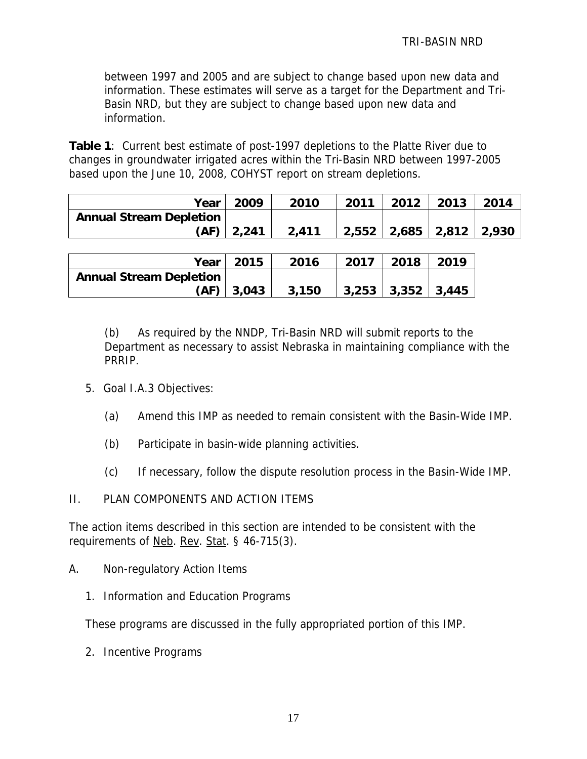between 1997 and 2005 and are subject to change based upon new data and information. These estimates will serve as a target for the Department and Tri-Basin NRD, but they are subject to change based upon new data and information.

**Table 1**: Current best estimate of post-1997 depletions to the Platte River due to changes in groundwater irrigated acres within the Tri-Basin NRD between 1997-2005 based upon the June 10, 2008, COHYST report on stream depletions.

| **Year** | **2009** | **2010** | **2011** | **2012** | **2013** | **2014** |
|---|---|---|---|---|---|---|
| **Annual Stream Depletion (AF)** | **2,241** | **2,411** | **2,552** | **2,685** | **2,812** | **2,930** |

| **Year** | **2015** | **2016** | **2017** | **2018** | **2019** |
|---|---|---|---|---|---|
| **Annual Stream Depletion (AF)** | **3,043** | **3,150** | **3,253** | **3,352** | **3,445** |

(b) As required by the NNDP, Tri-Basin NRD will submit reports to the Department as necessary to assist Nebraska in maintaining compliance with the PRRIP.

5. Goal I.A.3 Objectives:

   (a) Amend this IMP as needed to remain consistent with the Basin-Wide IMP.

   (b) Participate in basin-wide planning activities.

   (c) If necessary, follow the dispute resolution process in the Basin-Wide IMP.

## II. PLAN COMPONENTS AND ACTION ITEMS

The action items described in this section are intended to be consistent with the requirements of Neb. Rev. Stat. § 46-715(3).

### A. Non-regulatory Action Items

1. Information and Education Programs

   These programs are discussed in the fully appropriated portion of this IMP.

2. Incentive Programs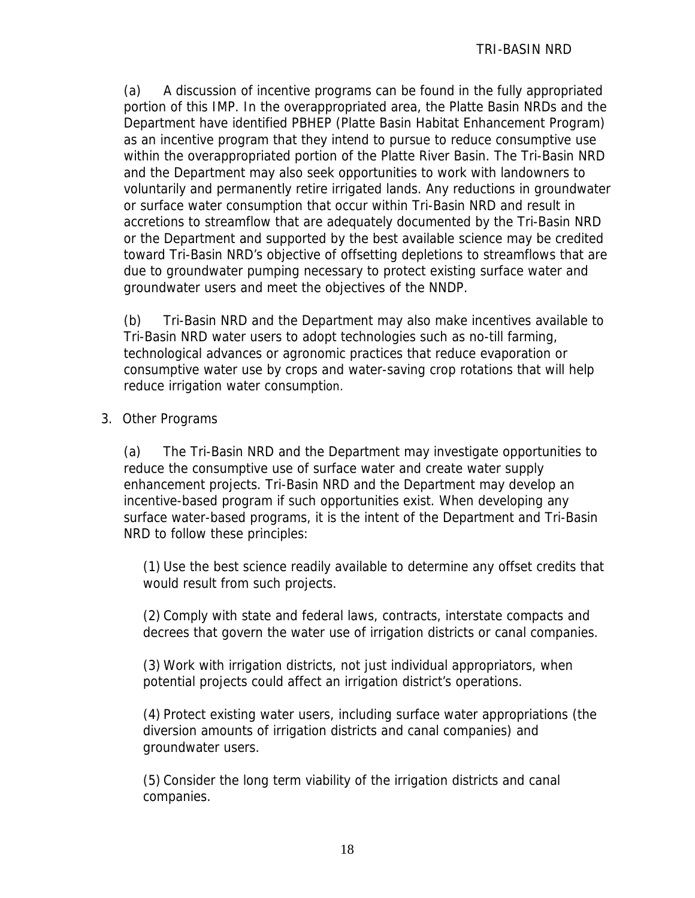(a) A discussion of incentive programs can be found in the fully appropriated portion of this IMP. In the overappropriated area, the Platte Basin NRDs and the Department have identified PBHEP (Platte Basin Habitat Enhancement Program) as an incentive program that they intend to pursue to reduce consumptive use within the overappropriated portion of the Platte River Basin. The Tri-Basin NRD and the Department may also seek opportunities to work with landowners to voluntarily and permanently retire irrigated lands. Any reductions in groundwater or surface water consumption that occur within Tri-Basin NRD and result in accretions to streamflow that are adequately documented by the Tri-Basin NRD or the Department and supported by the best available science may be credited toward Tri-Basin NRD's objective of offsetting depletions to streamflows that are due to groundwater pumping necessary to protect existing surface water and groundwater users and meet the objectives of the NNDP.

(b) Tri-Basin NRD and the Department may also make incentives available to Tri-Basin NRD water users to adopt technologies such as no-till farming, technological advances or agronomic practices that reduce evaporation or consumptive water use by crops and water-saving crop rotations that will help reduce irrigation water consumption.

3. Other Programs

(a) The Tri-Basin NRD and the Department may investigate opportunities to reduce the consumptive use of surface water and create water supply enhancement projects. Tri-Basin NRD and the Department may develop an incentive-based program if such opportunities exist. When developing any surface water-based programs, it is the intent of the Department and Tri-Basin NRD to follow these principles:

(1) Use the best science readily available to determine any offset credits that would result from such projects.

(2) Comply with state and federal laws, contracts, interstate compacts and decrees that govern the water use of irrigation districts or canal companies.

(3) Work with irrigation districts, not just individual appropriators, when potential projects could affect an irrigation district's operations.

(4) Protect existing water users, including surface water appropriations (the diversion amounts of irrigation districts and canal companies) and groundwater users.

(5) Consider the long term viability of the irrigation districts and canal companies.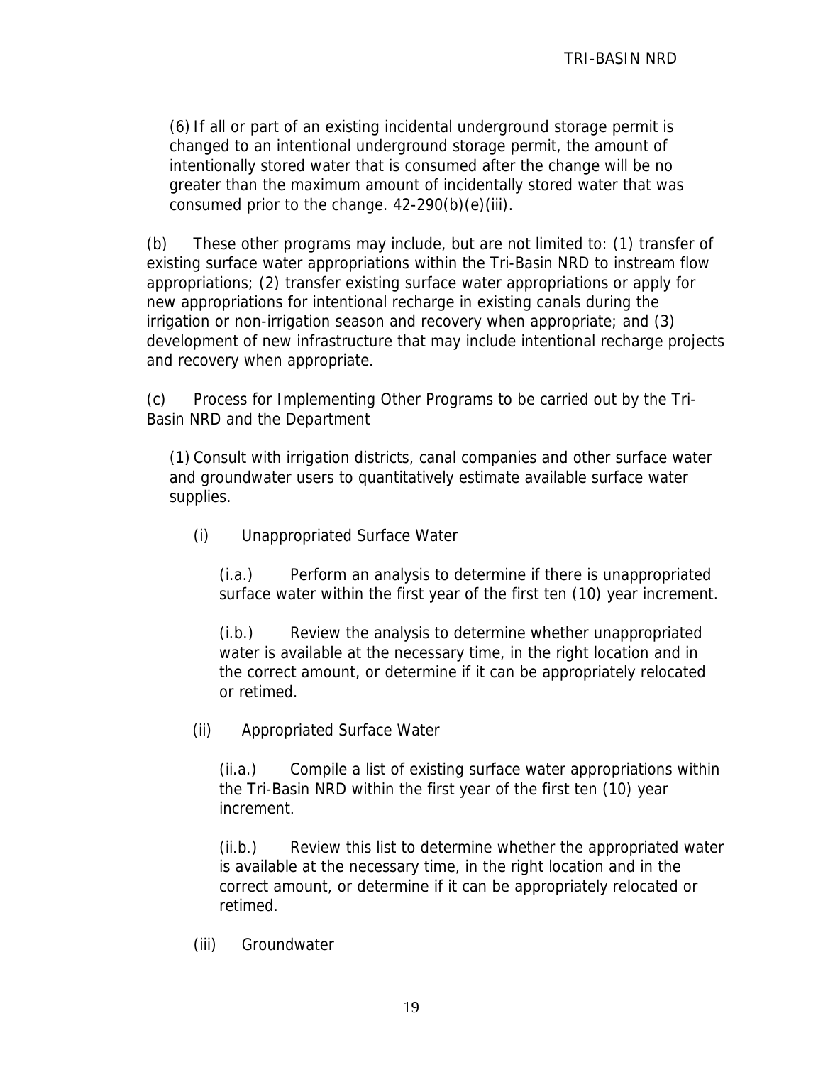(6) If all or part of an existing incidental underground storage permit is changed to an intentional underground storage permit, the amount of intentionally stored water that is consumed after the change will be no greater than the maximum amount of incidentally stored water that was consumed prior to the change. 42-290(b)(e)(iii).

(b) These other programs may include, but are not limited to: (1) transfer of existing surface water appropriations within the Tri-Basin NRD to instream flow appropriations; (2) transfer existing surface water appropriations or apply for new appropriations for intentional recharge in existing canals during the irrigation or non-irrigation season and recovery when appropriate; and (3) development of new infrastructure that may include intentional recharge projects and recovery when appropriate.

(c) Process for Implementing Other Programs to be carried out by the Tri-Basin NRD and the Department

(1) Consult with irrigation districts, canal companies and other surface water and groundwater users to quantitatively estimate available surface water supplies.

(i) Unappropriated Surface Water

(i.a.) Perform an analysis to determine if there is unappropriated surface water within the first year of the first ten (10) year increment.

(i.b.) Review the analysis to determine whether unappropriated water is available at the necessary time, in the right location and in the correct amount, or determine if it can be appropriately relocated or retimed.

(ii) Appropriated Surface Water

(ii.a.) Compile a list of existing surface water appropriations within the Tri-Basin NRD within the first year of the first ten (10) year increment.

(ii.b.) Review this list to determine whether the appropriated water is available at the necessary time, in the right location and in the correct amount, or determine if it can be appropriately relocated or retimed.

(iii) Groundwater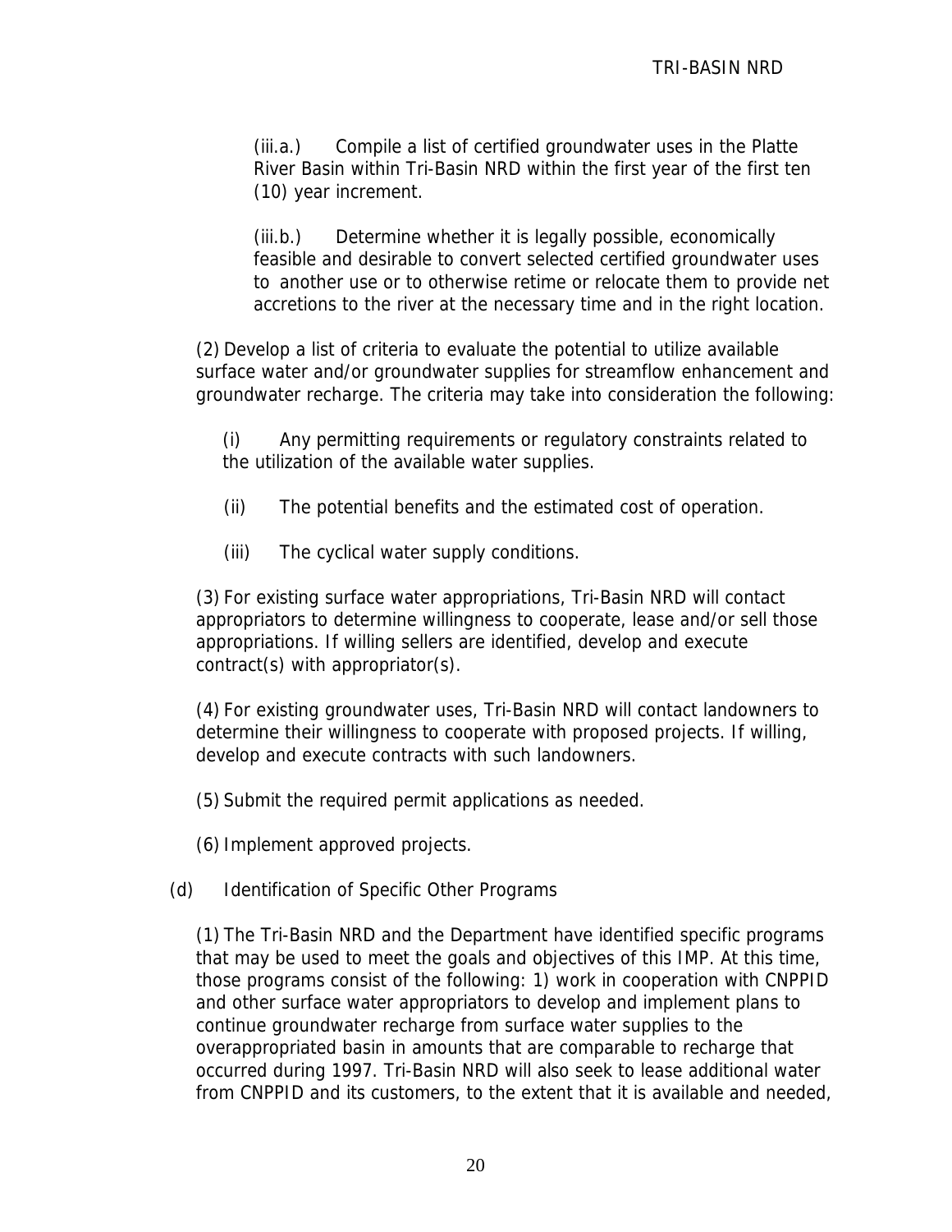(iii.a.) Compile a list of certified groundwater uses in the Platte River Basin within Tri-Basin NRD within the first year of the first ten (10) year increment.

(iii.b.) Determine whether it is legally possible, economically feasible and desirable to convert selected certified groundwater uses to another use or to otherwise retime or relocate them to provide net accretions to the river at the necessary time and in the right location.

(2) Develop a list of criteria to evaluate the potential to utilize available surface water and/or groundwater supplies for streamflow enhancement and groundwater recharge. The criteria may take into consideration the following:

(i) Any permitting requirements or regulatory constraints related to the utilization of the available water supplies.

(ii) The potential benefits and the estimated cost of operation.

(iii) The cyclical water supply conditions.

(3) For existing surface water appropriations, Tri-Basin NRD will contact appropriators to determine willingness to cooperate, lease and/or sell those appropriations. If willing sellers are identified, develop and execute contract(s) with appropriator(s).

(4) For existing groundwater uses, Tri-Basin NRD will contact landowners to determine their willingness to cooperate with proposed projects. If willing, develop and execute contracts with such landowners.

(5) Submit the required permit applications as needed.

(6) Implement approved projects.

(d) Identification of Specific Other Programs

(1) The Tri-Basin NRD and the Department have identified specific programs that may be used to meet the goals and objectives of this IMP. At this time, those programs consist of the following: 1) work in cooperation with CNPPID and other surface water appropriators to develop and implement plans to continue groundwater recharge from surface water supplies to the overappropriated basin in amounts that are comparable to recharge that occurred during 1997. Tri-Basin NRD will also seek to lease additional water from CNPPID and its customers, to the extent that it is available and needed,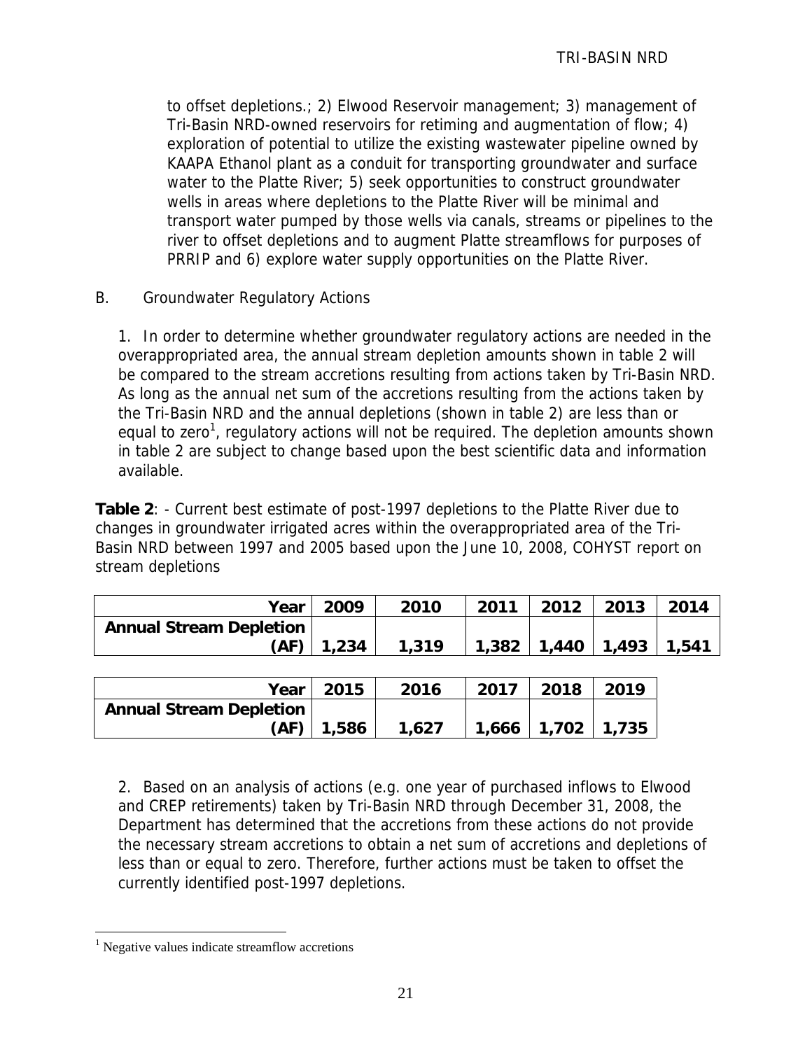to offset depletions.; 2) Elwood Reservoir management; 3) management of Tri-Basin NRD-owned reservoirs for retiming and augmentation of flow; 4) exploration of potential to utilize the existing wastewater pipeline owned by KAAPA Ethanol plant as a conduit for transporting groundwater and surface water to the Platte River; 5) seek opportunities to construct groundwater wells in areas where depletions to the Platte River will be minimal and transport water pumped by those wells via canals, streams or pipelines to the river to offset depletions and to augment Platte streamflows for purposes of PRRIP and 6) explore water supply opportunities on the Platte River.

B. Groundwater Regulatory Actions

1. In order to determine whether groundwater regulatory actions are needed in the overappropriated area, the annual stream depletion amounts shown in table 2 will be compared to the stream accretions resulting from actions taken by Tri-Basin NRD. As long as the annual net sum of the accretions resulting from the actions taken by the Tri-Basin NRD and the annual depletions (shown in table 2) are less than or equal to zero[1], regulatory actions will not be required. The depletion amounts shown in table 2 are subject to change based upon the best scientific data and information available.

**Table 2**: - Current best estimate of post-1997 depletions to the Platte River due to changes in groundwater irrigated acres within the overappropriated area of the Tri-Basin NRD between 1997 and 2005 based upon the June 10, 2008, COHYST report on stream depletions

| Year | 2009 | 2010 | 2011 | 2012 | 2013 | 2014 |
|---|---|---|---|---|---|---|
| Annual Stream Depletion (AF) | 1,234 | 1,319 | 1,382 | 1,440 | 1,493 | 1,541 |

| Year | 2015 | 2016 | 2017 | 2018 | 2019 |
|---|---|---|---|---|---|
| Annual Stream Depletion (AF) | 1,586 | 1,627 | 1,666 | 1,702 | 1,735 |

2. Based on an analysis of actions (e.g. one year of purchased inflows to Elwood and CREP retirements) taken by Tri-Basin NRD through December 31, 2008, the Department has determined that the accretions from these actions do not provide the necessary stream accretions to obtain a net sum of accretions and depletions of less than or equal to zero. Therefore, further actions must be taken to offset the currently identified post-1997 depletions.

[1] Negative values indicate streamflow accretions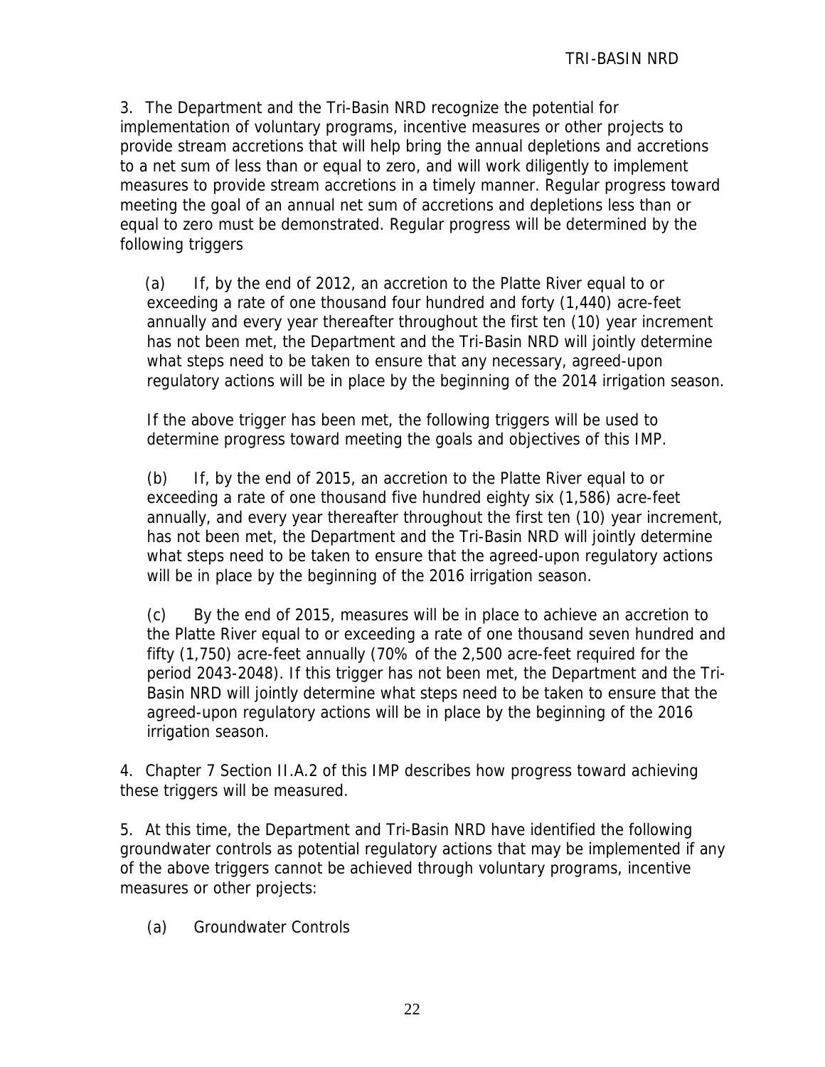3. The Department and the Tri-Basin NRD recognize the potential for implementation of voluntary programs, incentive measures or other projects to provide stream accretions that will help bring the annual depletions and accretions to a net sum of less than or equal to zero, and will work diligently to implement measures to provide stream accretions in a timely manner. Regular progress toward meeting the goal of an annual net sum of accretions and depletions less than or equal to zero must be demonstrated. Regular progress will be determined by the following triggers

(a) If, by the end of 2012, an accretion to the Platte River equal to or exceeding a rate of one thousand four hundred and forty (1,440) acre-feet annually and every year thereafter throughout the first ten (10) year increment has not been met, the Department and the Tri-Basin NRD will jointly determine what steps need to be taken to ensure that any necessary, agreed-upon regulatory actions will be in place by the beginning of the 2014 irrigation season.

If the above trigger has been met, the following triggers will be used to determine progress toward meeting the goals and objectives of this IMP.

(b) If, by the end of 2015, an accretion to the Platte River equal to or exceeding a rate of one thousand five hundred eighty six (1,586) acre-feet annually, and every year thereafter throughout the first ten (10) year increment, has not been met, the Department and the Tri-Basin NRD will jointly determine what steps need to be taken to ensure that the agreed-upon regulatory actions will be in place by the beginning of the 2016 irrigation season.

(c) By the end of 2015, measures will be in place to achieve an accretion to the Platte River equal to or exceeding a rate of one thousand seven hundred and fifty (1,750) acre-feet annually (70% of the 2,500 acre-feet required for the period 2043-2048). If this trigger has not been met, the Department and the Tri-Basin NRD will jointly determine what steps need to be taken to ensure that the agreed-upon regulatory actions will be in place by the beginning of the 2016 irrigation season.

4. Chapter 7 Section II.A.2 of this IMP describes how progress toward achieving these triggers will be measured.

5. At this time, the Department and Tri-Basin NRD have identified the following groundwater controls as potential regulatory actions that may be implemented if any of the above triggers cannot be achieved through voluntary programs, incentive measures or other projects:

(a) Groundwater Controls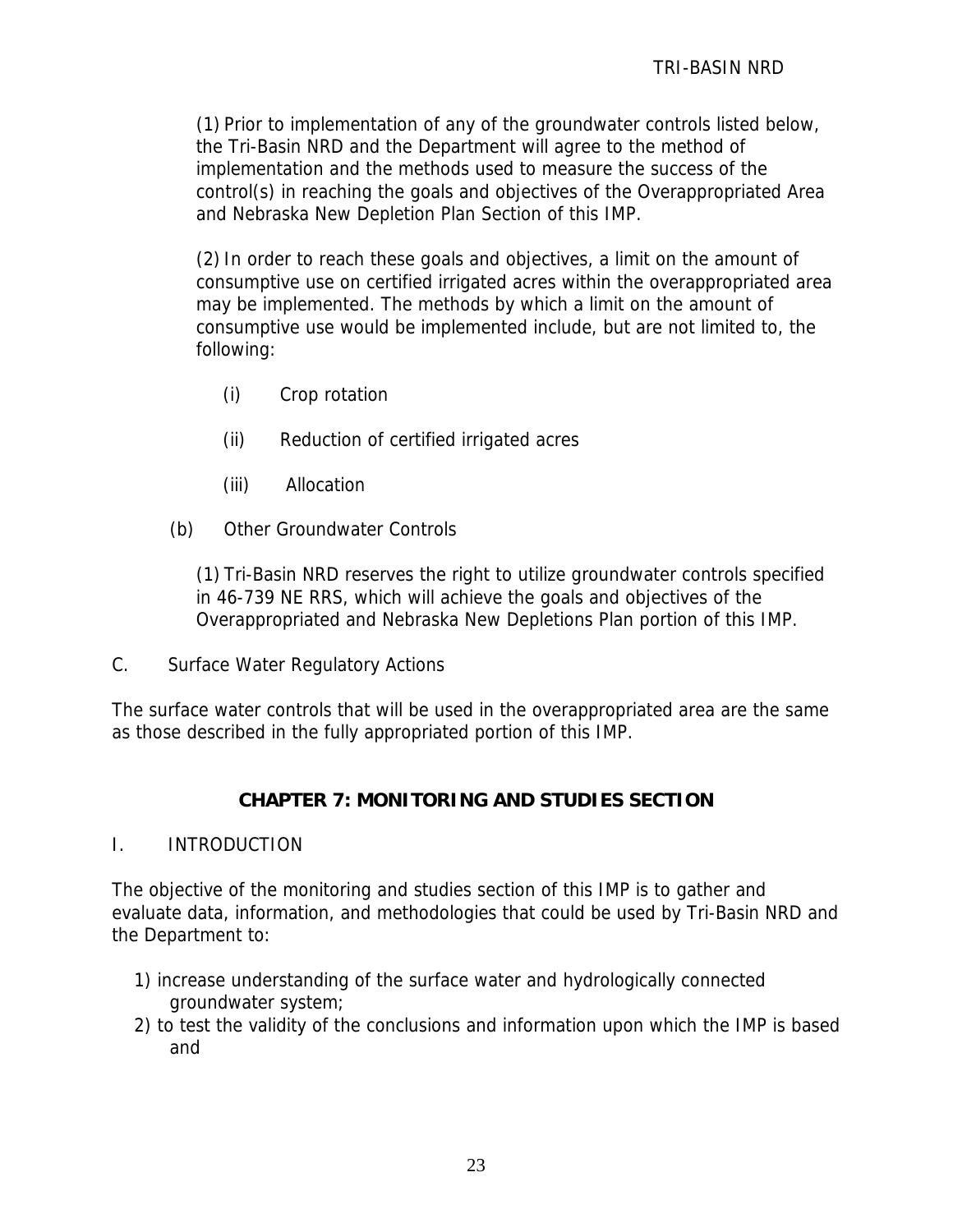(1) Prior to implementation of any of the groundwater controls listed below, the Tri-Basin NRD and the Department will agree to the method of implementation and the methods used to measure the success of the control(s) in reaching the goals and objectives of the Overappropriated Area and Nebraska New Depletion Plan Section of this IMP.

(2) In order to reach these goals and objectives, a limit on the amount of consumptive use on certified irrigated acres within the overappropriated area may be implemented. The methods by which a limit on the amount of consumptive use would be implemented include, but are not limited to, the following:

(i) Crop rotation

(ii) Reduction of certified irrigated acres

(iii) Allocation

(b) Other Groundwater Controls

(1) Tri-Basin NRD reserves the right to utilize groundwater controls specified in 46-739 NE RRS, which will achieve the goals and objectives of the Overappropriated and Nebraska New Depletions Plan portion of this IMP.

C. Surface Water Regulatory Actions

The surface water controls that will be used in the overappropriated area are the same as those described in the fully appropriated portion of this IMP.

## CHAPTER 7: MONITORING AND STUDIES SECTION

I. INTRODUCTION

The objective of the monitoring and studies section of this IMP is to gather and evaluate data, information, and methodologies that could be used by Tri-Basin NRD and the Department to:

1) increase understanding of the surface water and hydrologically connected groundwater system;
2) to test the validity of the conclusions and information upon which the IMP is based and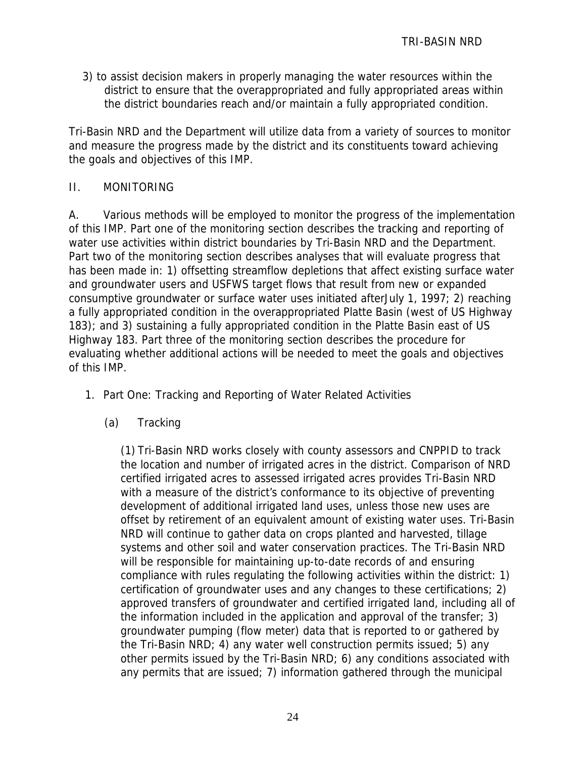3) to assist decision makers in properly managing the water resources within the district to ensure that the overappropriated and fully appropriated areas within the district boundaries reach and/or maintain a fully appropriated condition.

Tri-Basin NRD and the Department will utilize data from a variety of sources to monitor and measure the progress made by the district and its constituents toward achieving the goals and objectives of this IMP.

## II. MONITORING

A. Various methods will be employed to monitor the progress of the implementation of this IMP. Part one of the monitoring section describes the tracking and reporting of water use activities within district boundaries by Tri-Basin NRD and the Department. Part two of the monitoring section describes analyses that will evaluate progress that has been made in: 1) offsetting streamflow depletions that affect existing surface water and groundwater users and USFWS target flows that result from new or expanded consumptive groundwater or surface water uses initiated afterJuly 1, 1997; 2) reaching a fully appropriated condition in the overappropriated Platte Basin (west of US Highway 183); and 3) sustaining a fully appropriated condition in the Platte Basin east of US Highway 183. Part three of the monitoring section describes the procedure for evaluating whether additional actions will be needed to meet the goals and objectives of this IMP.

1. Part One: Tracking and Reporting of Water Related Activities

   (a) Tracking

   (1) Tri-Basin NRD works closely with county assessors and CNPPID to track the location and number of irrigated acres in the district. Comparison of NRD certified irrigated acres to assessed irrigated acres provides Tri-Basin NRD with a measure of the district's conformance to its objective of preventing development of additional irrigated land uses, unless those new uses are offset by retirement of an equivalent amount of existing water uses. Tri-Basin NRD will continue to gather data on crops planted and harvested, tillage systems and other soil and water conservation practices. The Tri-Basin NRD will be responsible for maintaining up-to-date records of and ensuring compliance with rules regulating the following activities within the district: 1) certification of groundwater uses and any changes to these certifications; 2) approved transfers of groundwater and certified irrigated land, including all of the information included in the application and approval of the transfer; 3) groundwater pumping (flow meter) data that is reported to or gathered by the Tri-Basin NRD; 4) any water well construction permits issued; 5) any other permits issued by the Tri-Basin NRD; 6) any conditions associated with any permits that are issued; 7) information gathered through the municipal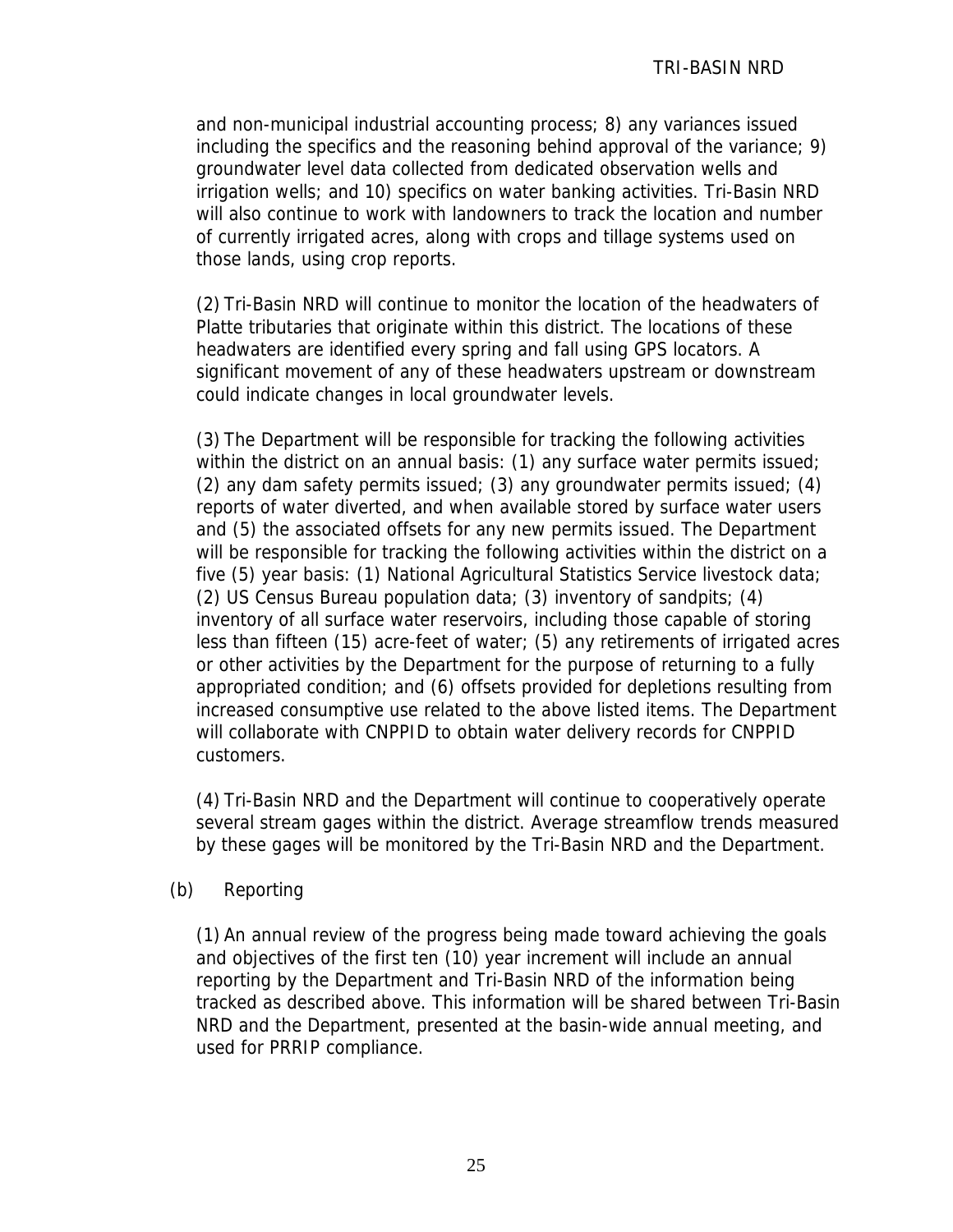and non-municipal industrial accounting process; 8) any variances issued including the specifics and the reasoning behind approval of the variance; 9) groundwater level data collected from dedicated observation wells and irrigation wells; and 10) specifics on water banking activities. Tri-Basin NRD will also continue to work with landowners to track the location and number of currently irrigated acres, along with crops and tillage systems used on those lands, using crop reports.

(2) Tri-Basin NRD will continue to monitor the location of the headwaters of Platte tributaries that originate within this district. The locations of these headwaters are identified every spring and fall using GPS locators. A significant movement of any of these headwaters upstream or downstream could indicate changes in local groundwater levels.

(3) The Department will be responsible for tracking the following activities within the district on an annual basis: (1) any surface water permits issued; (2) any dam safety permits issued; (3) any groundwater permits issued; (4) reports of water diverted, and when available stored by surface water users and (5) the associated offsets for any new permits issued. The Department will be responsible for tracking the following activities within the district on a five (5) year basis: (1) National Agricultural Statistics Service livestock data; (2) US Census Bureau population data; (3) inventory of sandpits; (4) inventory of all surface water reservoirs, including those capable of storing less than fifteen (15) acre-feet of water; (5) any retirements of irrigated acres or other activities by the Department for the purpose of returning to a fully appropriated condition; and (6) offsets provided for depletions resulting from increased consumptive use related to the above listed items. The Department will collaborate with CNPPID to obtain water delivery records for CNPPID customers.

(4) Tri-Basin NRD and the Department will continue to cooperatively operate several stream gages within the district. Average streamflow trends measured by these gages will be monitored by the Tri-Basin NRD and the Department.

(b) Reporting

(1) An annual review of the progress being made toward achieving the goals and objectives of the first ten (10) year increment will include an annual reporting by the Department and Tri-Basin NRD of the information being tracked as described above. This information will be shared between Tri-Basin NRD and the Department, presented at the basin-wide annual meeting, and used for PRRIP compliance.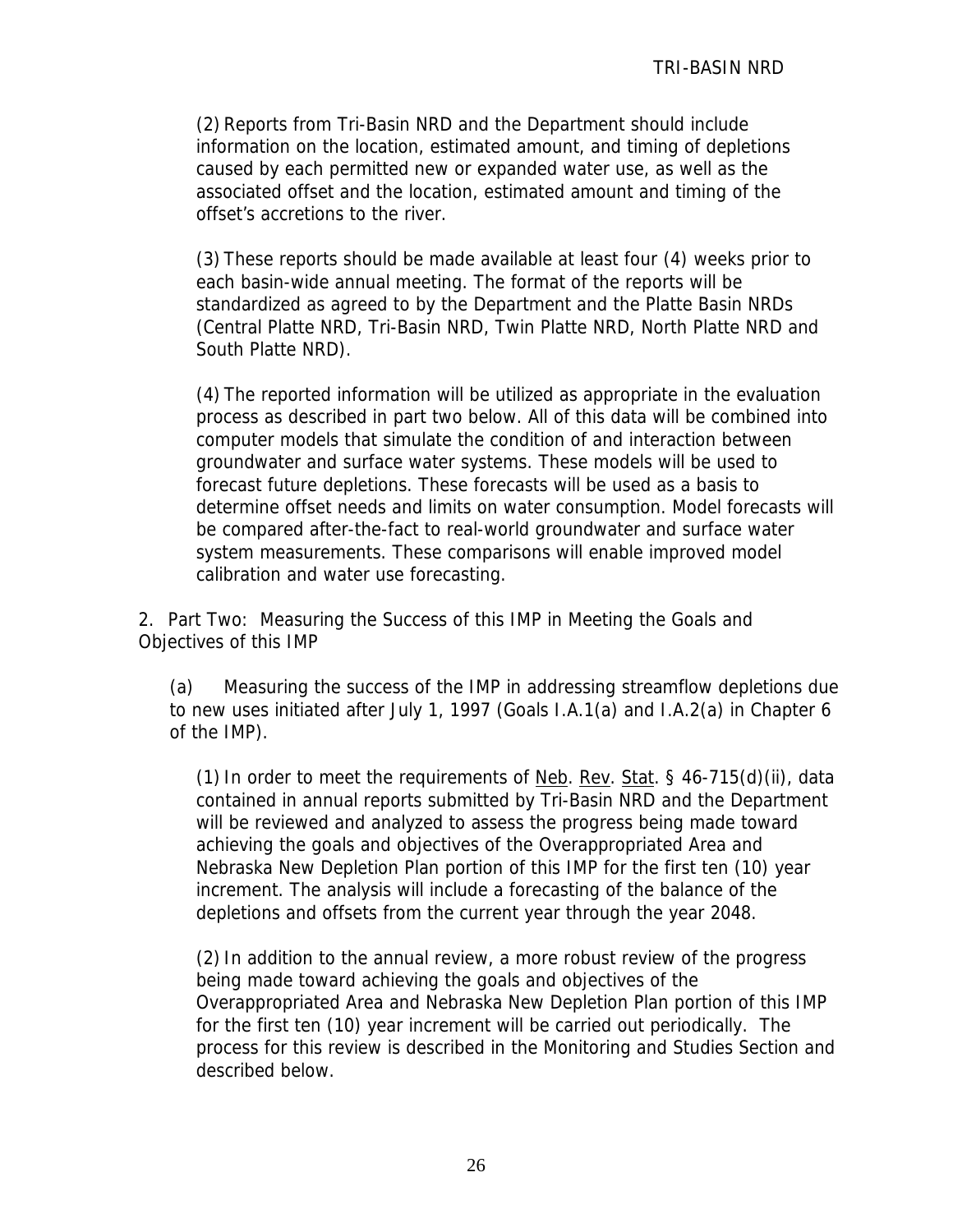(2) Reports from Tri-Basin NRD and the Department should include information on the location, estimated amount, and timing of depletions caused by each permitted new or expanded water use, as well as the associated offset and the location, estimated amount and timing of the offset's accretions to the river.

(3) These reports should be made available at least four (4) weeks prior to each basin-wide annual meeting. The format of the reports will be standardized as agreed to by the Department and the Platte Basin NRDs (Central Platte NRD, Tri-Basin NRD, Twin Platte NRD, North Platte NRD and South Platte NRD).

(4) The reported information will be utilized as appropriate in the evaluation process as described in part two below. All of this data will be combined into computer models that simulate the condition of and interaction between groundwater and surface water systems. These models will be used to forecast future depletions. These forecasts will be used as a basis to determine offset needs and limits on water consumption. Model forecasts will be compared after-the-fact to real-world groundwater and surface water system measurements. These comparisons will enable improved model calibration and water use forecasting.

2. Part Two: Measuring the Success of this IMP in Meeting the Goals and Objectives of this IMP

(a) Measuring the success of the IMP in addressing streamflow depletions due to new uses initiated after July 1, 1997 (Goals I.A.1(a) and I.A.2(a) in Chapter 6 of the IMP).

(1) In order to meet the requirements of Neb. Rev. Stat. § 46-715(d)(ii), data contained in annual reports submitted by Tri-Basin NRD and the Department will be reviewed and analyzed to assess the progress being made toward achieving the goals and objectives of the Overappropriated Area and Nebraska New Depletion Plan portion of this IMP for the first ten (10) year increment. The analysis will include a forecasting of the balance of the depletions and offsets from the current year through the year 2048.

(2) In addition to the annual review, a more robust review of the progress being made toward achieving the goals and objectives of the Overappropriated Area and Nebraska New Depletion Plan portion of this IMP for the first ten (10) year increment will be carried out periodically. The process for this review is described in the Monitoring and Studies Section and described below.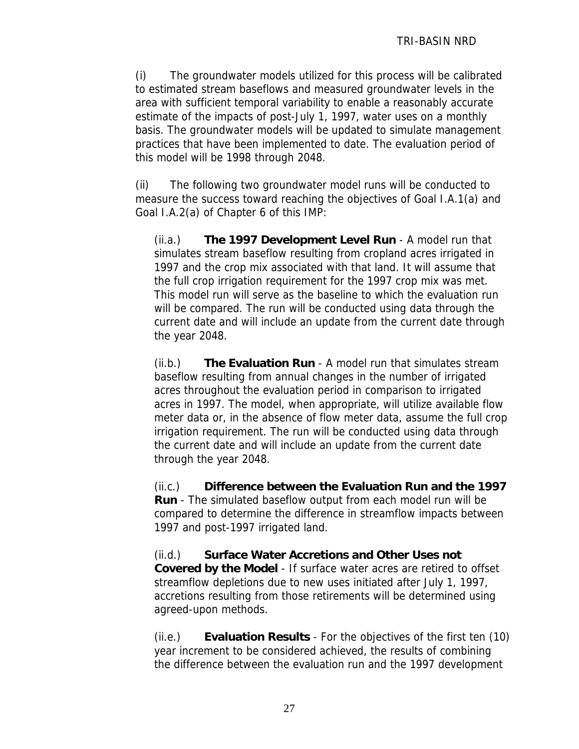(i) The groundwater models utilized for this process will be calibrated to estimated stream baseflows and measured groundwater levels in the area with sufficient temporal variability to enable a reasonably accurate estimate of the impacts of post-July 1, 1997, water uses on a monthly basis. The groundwater models will be updated to simulate management practices that have been implemented to date. The evaluation period of this model will be 1998 through 2048.

(ii) The following two groundwater model runs will be conducted to measure the success toward reaching the objectives of Goal I.A.1(a) and Goal I.A.2(a) of Chapter 6 of this IMP:

(ii.a.) **The 1997 Development Level Run** - A model run that simulates stream baseflow resulting from cropland acres irrigated in 1997 and the crop mix associated with that land. It will assume that the full crop irrigation requirement for the 1997 crop mix was met. This model run will serve as the baseline to which the evaluation run will be compared. The run will be conducted using data through the current date and will include an update from the current date through the year 2048.

(ii.b.) **The Evaluation Run** - A model run that simulates stream baseflow resulting from annual changes in the number of irrigated acres throughout the evaluation period in comparison to irrigated acres in 1997. The model, when appropriate, will utilize available flow meter data or, in the absence of flow meter data, assume the full crop irrigation requirement. The run will be conducted using data through the current date and will include an update from the current date through the year 2048.

(ii.c.) **Difference between the Evaluation Run and the 1997 Run** - The simulated baseflow output from each model run will be compared to determine the difference in streamflow impacts between 1997 and post-1997 irrigated land.

(ii.d.) **Surface Water Accretions and Other Uses not Covered by the Model** - If surface water acres are retired to offset streamflow depletions due to new uses initiated after July 1, 1997, accretions resulting from those retirements will be determined using agreed-upon methods.

(ii.e.) **Evaluation Results** - For the objectives of the first ten (10) year increment to be considered achieved, the results of combining the difference between the evaluation run and the 1997 development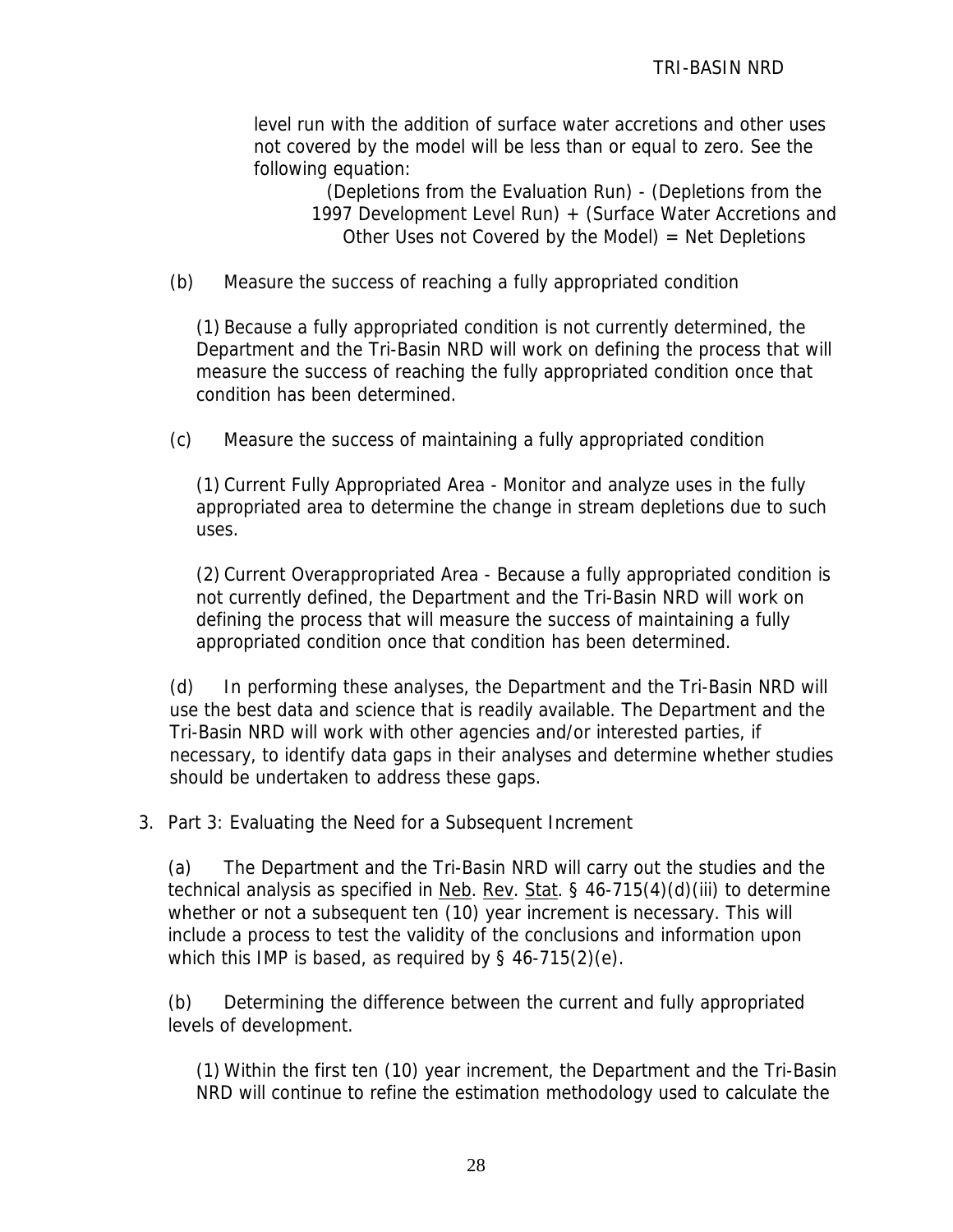level run with the addition of surface water accretions and other uses not covered by the model will be less than or equal to zero. See the following equation:

(Depletions from the Evaluation Run) - (Depletions from the 1997 Development Level Run) + (Surface Water Accretions and Other Uses not Covered by the Model) = Net Depletions

(b) Measure the success of reaching a fully appropriated condition

(1) Because a fully appropriated condition is not currently determined, the Department and the Tri-Basin NRD will work on defining the process that will measure the success of reaching the fully appropriated condition once that condition has been determined.

(c) Measure the success of maintaining a fully appropriated condition

(1) Current Fully Appropriated Area - Monitor and analyze uses in the fully appropriated area to determine the change in stream depletions due to such uses.

(2) Current Overappropriated Area - Because a fully appropriated condition is not currently defined, the Department and the Tri-Basin NRD will work on defining the process that will measure the success of maintaining a fully appropriated condition once that condition has been determined.

(d) In performing these analyses, the Department and the Tri-Basin NRD will use the best data and science that is readily available. The Department and the Tri-Basin NRD will work with other agencies and/or interested parties, if necessary, to identify data gaps in their analyses and determine whether studies should be undertaken to address these gaps.

3. Part 3: Evaluating the Need for a Subsequent Increment

(a) The Department and the Tri-Basin NRD will carry out the studies and the technical analysis as specified in Neb. Rev. Stat. § 46-715(4)(d)(iii) to determine whether or not a subsequent ten (10) year increment is necessary. This will include a process to test the validity of the conclusions and information upon which this IMP is based, as required by § 46-715(2)(e).

(b) Determining the difference between the current and fully appropriated levels of development.

(1) Within the first ten (10) year increment, the Department and the Tri-Basin NRD will continue to refine the estimation methodology used to calculate the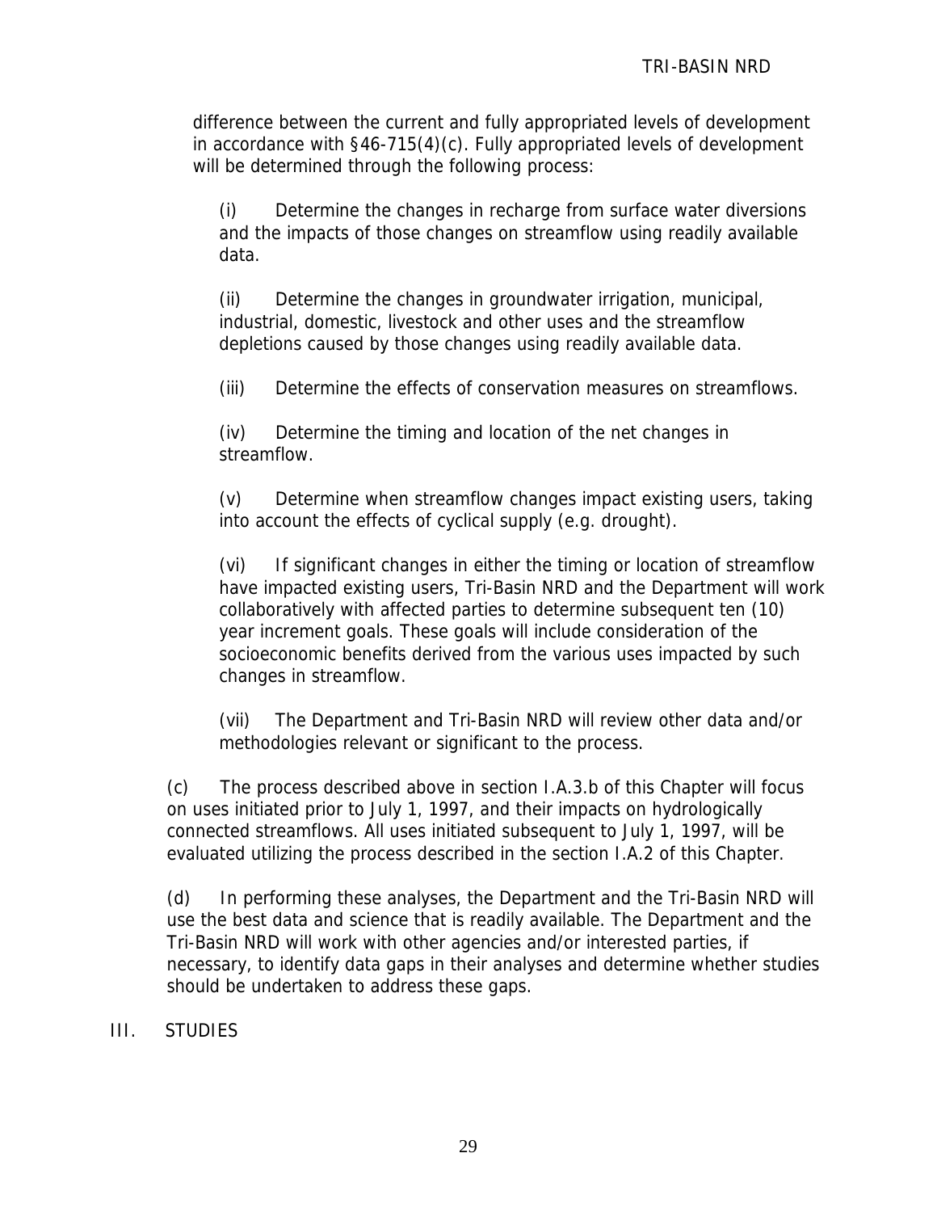difference between the current and fully appropriated levels of development in accordance with §46-715(4)(c). Fully appropriated levels of development will be determined through the following process:

(i) Determine the changes in recharge from surface water diversions and the impacts of those changes on streamflow using readily available data.

(ii) Determine the changes in groundwater irrigation, municipal, industrial, domestic, livestock and other uses and the streamflow depletions caused by those changes using readily available data.

(iii) Determine the effects of conservation measures on streamflows.

(iv) Determine the timing and location of the net changes in streamflow.

(v) Determine when streamflow changes impact existing users, taking into account the effects of cyclical supply (e.g. drought).

(vi) If significant changes in either the timing or location of streamflow have impacted existing users, Tri-Basin NRD and the Department will work collaboratively with affected parties to determine subsequent ten (10) year increment goals. These goals will include consideration of the socioeconomic benefits derived from the various uses impacted by such changes in streamflow.

(vii) The Department and Tri-Basin NRD will review other data and/or methodologies relevant or significant to the process.

(c) The process described above in section I.A.3.b of this Chapter will focus on uses initiated prior to July 1, 1997, and their impacts on hydrologically connected streamflows. All uses initiated subsequent to July 1, 1997, will be evaluated utilizing the process described in the section I.A.2 of this Chapter.

(d) In performing these analyses, the Department and the Tri-Basin NRD will use the best data and science that is readily available. The Department and the Tri-Basin NRD will work with other agencies and/or interested parties, if necessary, to identify data gaps in their analyses and determine whether studies should be undertaken to address these gaps.

## III. STUDIES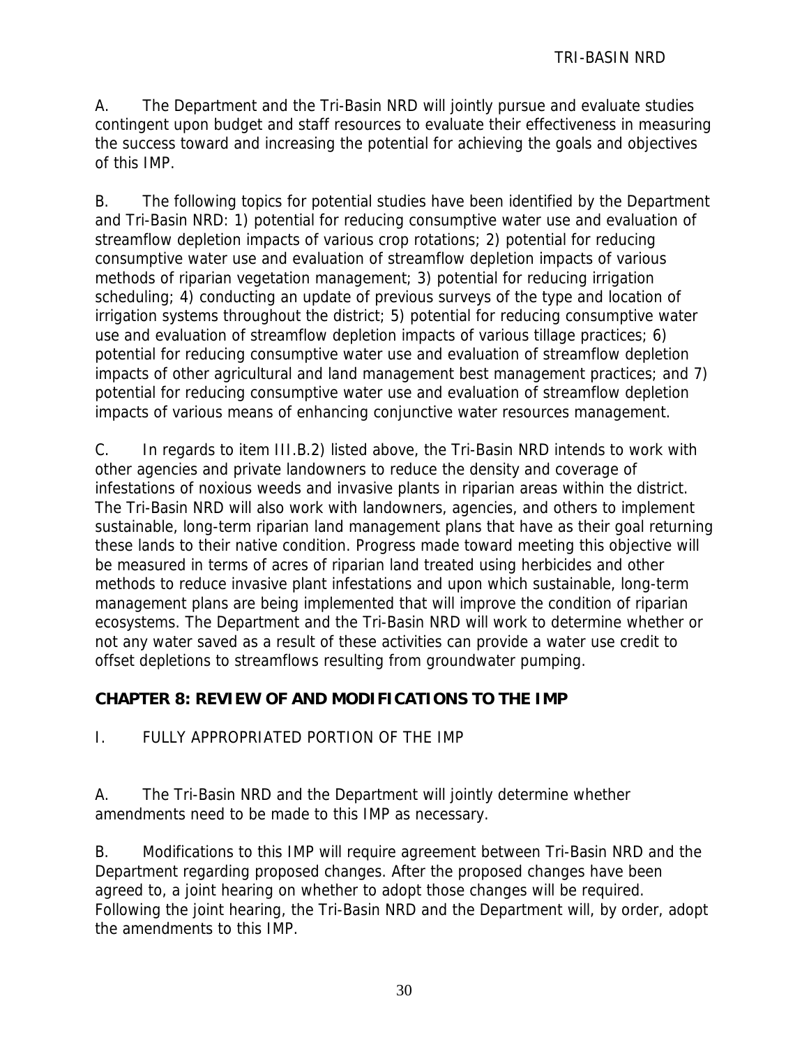A. The Department and the Tri-Basin NRD will jointly pursue and evaluate studies contingent upon budget and staff resources to evaluate their effectiveness in measuring the success toward and increasing the potential for achieving the goals and objectives of this IMP.

B. The following topics for potential studies have been identified by the Department and Tri-Basin NRD: 1) potential for reducing consumptive water use and evaluation of streamflow depletion impacts of various crop rotations; 2) potential for reducing consumptive water use and evaluation of streamflow depletion impacts of various methods of riparian vegetation management; 3) potential for reducing irrigation scheduling; 4) conducting an update of previous surveys of the type and location of irrigation systems throughout the district; 5) potential for reducing consumptive water use and evaluation of streamflow depletion impacts of various tillage practices; 6) potential for reducing consumptive water use and evaluation of streamflow depletion impacts of other agricultural and land management best management practices; and 7) potential for reducing consumptive water use and evaluation of streamflow depletion impacts of various means of enhancing conjunctive water resources management.

C. In regards to item III.B.2) listed above, the Tri-Basin NRD intends to work with other agencies and private landowners to reduce the density and coverage of infestations of noxious weeds and invasive plants in riparian areas within the district. The Tri-Basin NRD will also work with landowners, agencies, and others to implement sustainable, long-term riparian land management plans that have as their goal returning these lands to their native condition. Progress made toward meeting this objective will be measured in terms of acres of riparian land treated using herbicides and other methods to reduce invasive plant infestations and upon which sustainable, long-term management plans are being implemented that will improve the condition of riparian ecosystems. The Department and the Tri-Basin NRD will work to determine whether or not any water saved as a result of these activities can provide a water use credit to offset depletions to streamflows resulting from groundwater pumping.

## CHAPTER 8: REVIEW OF AND MODIFICATIONS TO THE IMP

### I. FULLY APPROPRIATED PORTION OF THE IMP

A. The Tri-Basin NRD and the Department will jointly determine whether amendments need to be made to this IMP as necessary.

B. Modifications to this IMP will require agreement between Tri-Basin NRD and the Department regarding proposed changes. After the proposed changes have been agreed to, a joint hearing on whether to adopt those changes will be required. Following the joint hearing, the Tri-Basin NRD and the Department will, by order, adopt the amendments to this IMP.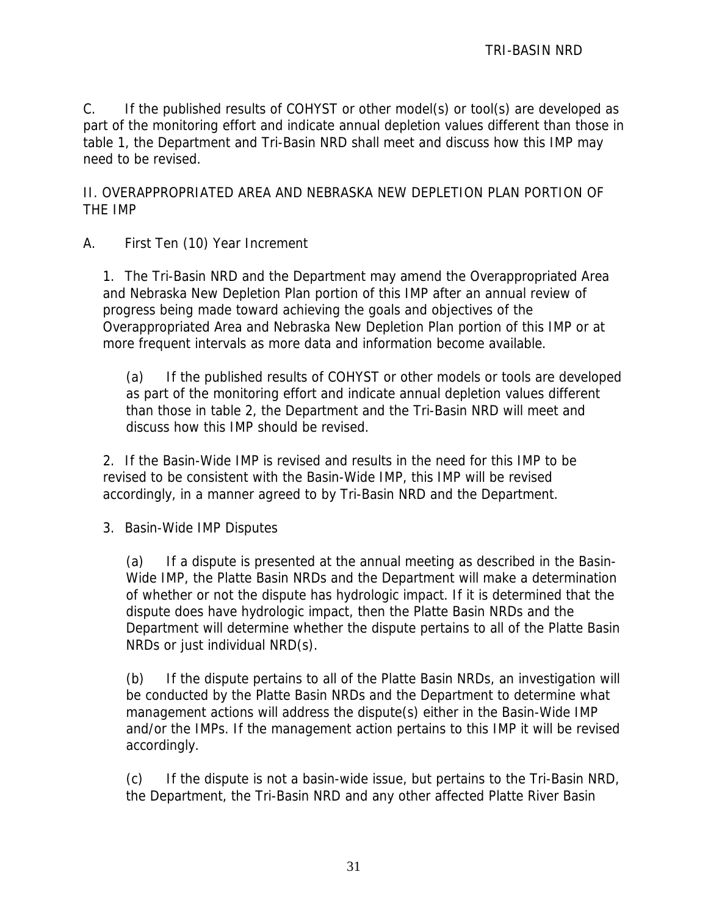C. If the published results of COHYST or other model(s) or tool(s) are developed as part of the monitoring effort and indicate annual depletion values different than those in table 1, the Department and Tri-Basin NRD shall meet and discuss how this IMP may need to be revised.

II. OVERAPPROPRIATED AREA AND NEBRASKA NEW DEPLETION PLAN PORTION OF THE IMP

A. First Ten (10) Year Increment

1. The Tri-Basin NRD and the Department may amend the Overappropriated Area and Nebraska New Depletion Plan portion of this IMP after an annual review of progress being made toward achieving the goals and objectives of the Overappropriated Area and Nebraska New Depletion Plan portion of this IMP or at more frequent intervals as more data and information become available.

(a) If the published results of COHYST or other models or tools are developed as part of the monitoring effort and indicate annual depletion values different than those in table 2, the Department and the Tri-Basin NRD will meet and discuss how this IMP should be revised.

2. If the Basin-Wide IMP is revised and results in the need for this IMP to be revised to be consistent with the Basin-Wide IMP, this IMP will be revised accordingly, in a manner agreed to by Tri-Basin NRD and the Department.

3. Basin-Wide IMP Disputes

(a) If a dispute is presented at the annual meeting as described in the Basin-Wide IMP, the Platte Basin NRDs and the Department will make a determination of whether or not the dispute has hydrologic impact. If it is determined that the dispute does have hydrologic impact, then the Platte Basin NRDs and the Department will determine whether the dispute pertains to all of the Platte Basin NRDs or just individual NRD(s).

(b) If the dispute pertains to all of the Platte Basin NRDs, an investigation will be conducted by the Platte Basin NRDs and the Department to determine what management actions will address the dispute(s) either in the Basin-Wide IMP and/or the IMPs. If the management action pertains to this IMP it will be revised accordingly.

(c) If the dispute is not a basin-wide issue, but pertains to the Tri-Basin NRD, the Department, the Tri-Basin NRD and any other affected Platte River Basin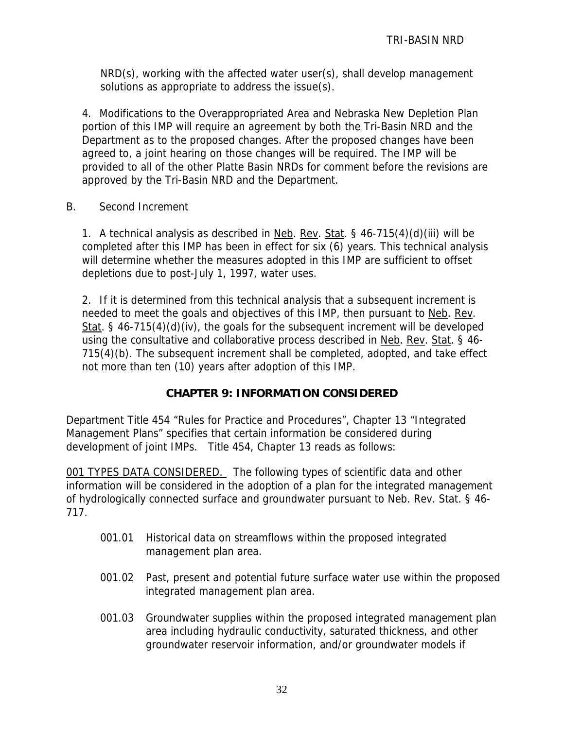NRD(s), working with the affected water user(s), shall develop management solutions as appropriate to address the issue(s).

4. Modifications to the Overappropriated Area and Nebraska New Depletion Plan portion of this IMP will require an agreement by both the Tri-Basin NRD and the Department as to the proposed changes. After the proposed changes have been agreed to, a joint hearing on those changes will be required. The IMP will be provided to all of the other Platte Basin NRDs for comment before the revisions are approved by the Tri-Basin NRD and the Department.

B. Second Increment

1. A technical analysis as described in Neb. Rev. Stat. § 46-715(4)(d)(iii) will be completed after this IMP has been in effect for six (6) years. This technical analysis will determine whether the measures adopted in this IMP are sufficient to offset depletions due to post-July 1, 1997, water uses.

2. If it is determined from this technical analysis that a subsequent increment is needed to meet the goals and objectives of this IMP, then pursuant to Neb. Rev. Stat. § 46-715(4)(d)(iv), the goals for the subsequent increment will be developed using the consultative and collaborative process described in Neb. Rev. Stat. § 46-715(4)(b). The subsequent increment shall be completed, adopted, and take effect not more than ten (10) years after adoption of this IMP.

## CHAPTER 9: INFORMATION CONSIDERED

Department Title 454 "Rules for Practice and Procedures", Chapter 13 "Integrated Management Plans" specifies that certain information be considered during development of joint IMPs. Title 454, Chapter 13 reads as follows:

001 TYPES DATA CONSIDERED. The following types of scientific data and other information will be considered in the adoption of a plan for the integrated management of hydrologically connected surface and groundwater pursuant to Neb. Rev. Stat. § 46-717.

001.01 Historical data on streamflows within the proposed integrated management plan area.

001.02 Past, present and potential future surface water use within the proposed integrated management plan area.

001.03 Groundwater supplies within the proposed integrated management plan area including hydraulic conductivity, saturated thickness, and other groundwater reservoir information, and/or groundwater models if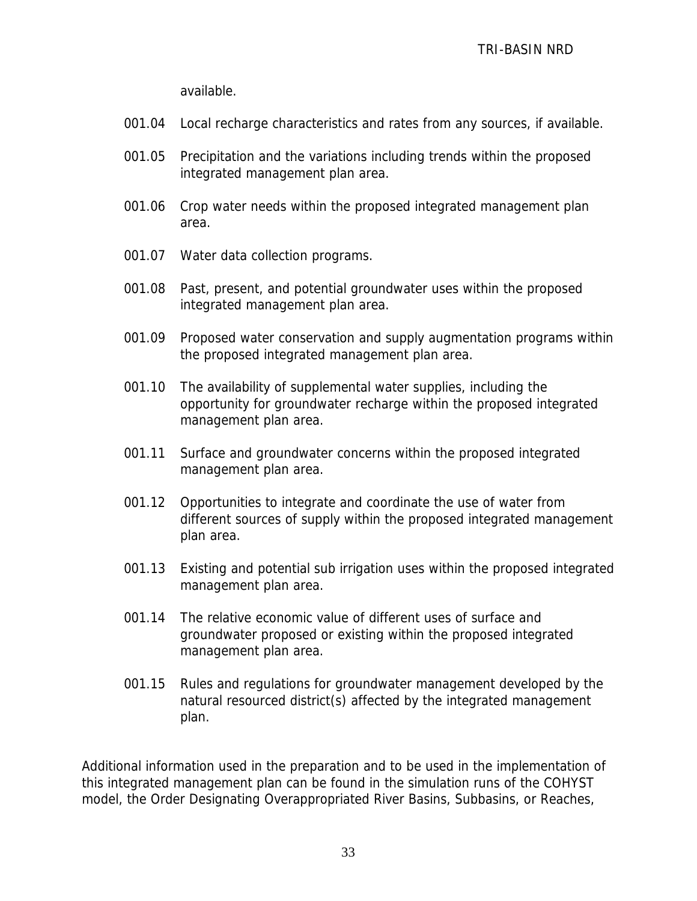available.

001.04 Local recharge characteristics and rates from any sources, if available.

001.05 Precipitation and the variations including trends within the proposed integrated management plan area.

001.06 Crop water needs within the proposed integrated management plan area.

001.07 Water data collection programs.

001.08 Past, present, and potential groundwater uses within the proposed integrated management plan area.

001.09 Proposed water conservation and supply augmentation programs within the proposed integrated management plan area.

001.10 The availability of supplemental water supplies, including the opportunity for groundwater recharge within the proposed integrated management plan area.

001.11 Surface and groundwater concerns within the proposed integrated management plan area.

001.12 Opportunities to integrate and coordinate the use of water from different sources of supply within the proposed integrated management plan area.

001.13 Existing and potential sub irrigation uses within the proposed integrated management plan area.

001.14 The relative economic value of different uses of surface and groundwater proposed or existing within the proposed integrated management plan area.

001.15 Rules and regulations for groundwater management developed by the natural resourced district(s) affected by the integrated management plan.

Additional information used in the preparation and to be used in the implementation of this integrated management plan can be found in the simulation runs of the COHYST model, the Order Designating Overappropriated River Basins, Subbasins, or Reaches,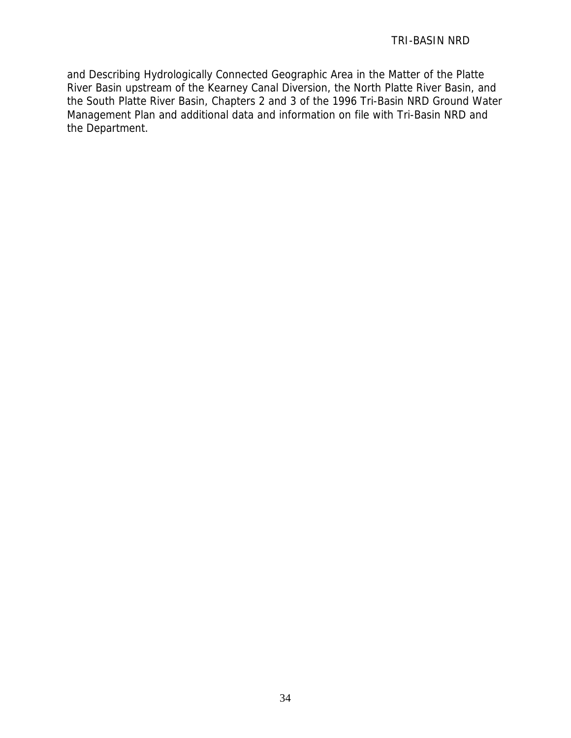and Describing Hydrologically Connected Geographic Area in the Matter of the Platte River Basin upstream of the Kearney Canal Diversion, the North Platte River Basin, and the South Platte River Basin, Chapters 2 and 3 of the 1996 Tri-Basin NRD Ground Water Management Plan and additional data and information on file with Tri-Basin NRD and the Department.